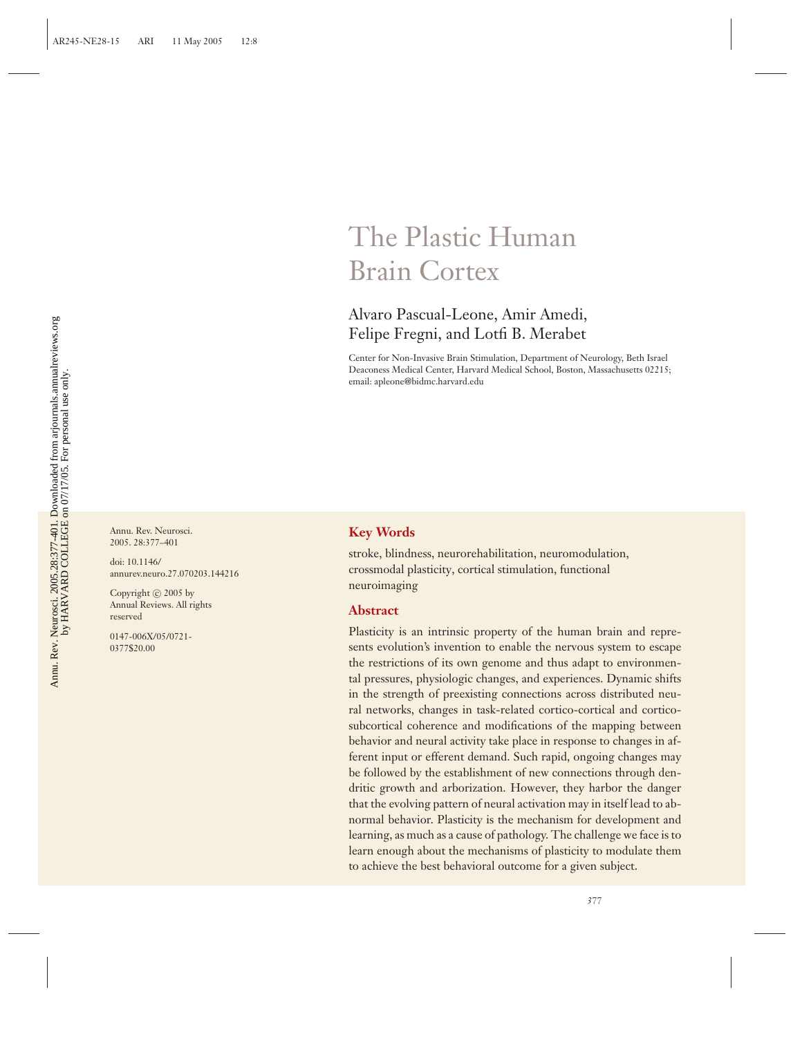# The Plastic Human Brain Cortex

Alvaro Pascual-Leone, Amir Amedi, Felipe Fregni, and Lotfi B. Merabet

Center for Non-Invasive Brain Stimulation, Department of Neurology, Beth Israel Deaconess Medical Center, Harvard Medical School, Boston, Massachusetts 02215; email: apleone@bidmc.harvard.edu

Annu. Rev. Neurosci. 2005. 28:377–401

doi: 10.1146/annurev.neuro.27.070203.144216

Copyright © 2005 by Annual Reviews. All rights reserved

0147-006X/05/0721-0377$20.00

## Key Words

stroke, blindness, neurorehabilitation, neuromodulation, crossmodal plasticity, cortical stimulation, functional neuroimaging

## Abstract

Plasticity is an intrinsic property of the human brain and represents evolution's invention to enable the nervous system to escape the restrictions of its own genome and thus adapt to environmental pressures, physiologic changes, and experiences. Dynamic shifts in the strength of preexisting connections across distributed neural networks, changes in task-related cortico-cortical and cortico-subcortical coherence and modifications of the mapping between behavior and neural activity take place in response to changes in afferent input or efferent demand. Such rapid, ongoing changes may be followed by the establishment of new connections through dendritic growth and arborization. However, they harbor the danger that the evolving pattern of neural activation may in itself lead to abnormal behavior. Plasticity is the mechanism for development and learning, as much as a cause of pathology. The challenge we face is to learn enough about the mechanisms of plasticity to modulate them to achieve the best behavioral outcome for a given subject.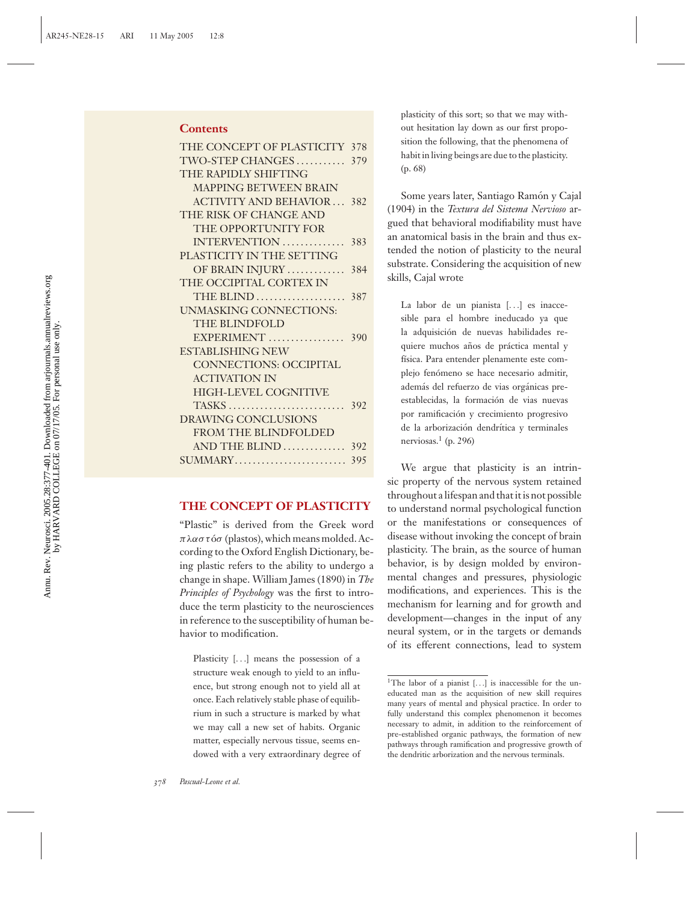**Contents**

THE CONCEPT OF PLASTICITY . . . 378
TWO-STEP CHANGES . . . . . . . . . . . 379
THE RAPIDLY SHIFTING MAPPING BETWEEN BRAIN ACTIVITY AND BEHAVIOR . . . 382
THE RISK OF CHANGE AND THE OPPORTUNITY FOR INTERVENTION . . . . . . . . . . . . . 383
PLASTICITY IN THE SETTING OF BRAIN INJURY . . . . . . . . . . . . 384
THE OCCIPITAL CORTEX IN THE BLIND . . . . . . . . . . . . . . . . . . . 387
UNMASKING CONNECTIONS: THE BLINDFOLD EXPERIMENT . . . . . . . . . . . . . . . . 390
ESTABLISHING NEW CONNECTIONS: OCCIPITAL ACTIVATION IN HIGH-LEVEL COGNITIVE TASKS . . . . . . . . . . . . . . . . . . . . . . . . . 392
DRAWING CONCLUSIONS FROM THE BLINDFOLDED AND THE BLIND . . . . . . . . . . . . . 392
SUMMARY . . . . . . . . . . . . . . . . . . . . . . . . . 395

## THE CONCEPT OF PLASTICITY

"Plastic" is derived from the Greek word πλαστόσ (plastos), which means molded. According to the Oxford English Dictionary, being plastic refers to the ability to undergo a change in shape. William James (1890) in *The Principles of Psychology* was the first to introduce the term plasticity to the neurosciences in reference to the susceptibility of human behavior to modification.

> Plasticity [. . .] means the possession of a structure weak enough to yield to an influence, but strong enough not to yield all at once. Each relatively stable phase of equilibrium in such a structure is marked by what we may call a new set of habits. Organic matter, especially nervous tissue, seems endowed with a very extraordinary degree of plasticity of this sort; so that we may without hesitation lay down as our first proposition the following, that the phenomena of habit in living beings are due to the plasticity. (p. 68)

Some years later, Santiago Ramón y Cajal (1904) in the *Textura del Sistema Nervioso* argued that behavioral modifiability must have an anatomical basis in the brain and thus extended the notion of plasticity to the neural substrate. Considering the acquisition of new skills, Cajal wrote

> La labor de un pianista [. . .] es inaccesible para el hombre ineducado ya que la adquisición de nuevas habilidades requiere muchos años de práctica mental y física. Para entender plenamente este complejo fenómeno se hace necesario admitir, además del refuerzo de vias orgánicas preestablecidas, la formación de vias nuevas por ramificación y crecimiento progresivo de la arborización dendrítica y terminales nerviosas.[1] (p. 296)

We argue that plasticity is an intrinsic property of the nervous system retained throughout a lifespan and that it is not possible to understand normal psychological function or the manifestations or consequences of disease without invoking the concept of brain plasticity. The brain, as the source of human behavior, is by design molded by environmental changes and pressures, physiologic modifications, and experiences. This is the mechanism for learning and for growth and development—changes in the input of any neural system, or in the targets or demands of its efferent connections, lead to system

[1] The labor of a pianist [. . .] is inaccessible for the uneducated man as the acquisition of new skill requires many years of mental and physical practice. In order to fully understand this complex phenomenon it becomes necessary to admit, in addition to the reinforcement of pre-established organic pathways, the formation of new pathways through ramification and progressive growth of the dendritic arborization and the nervous terminals.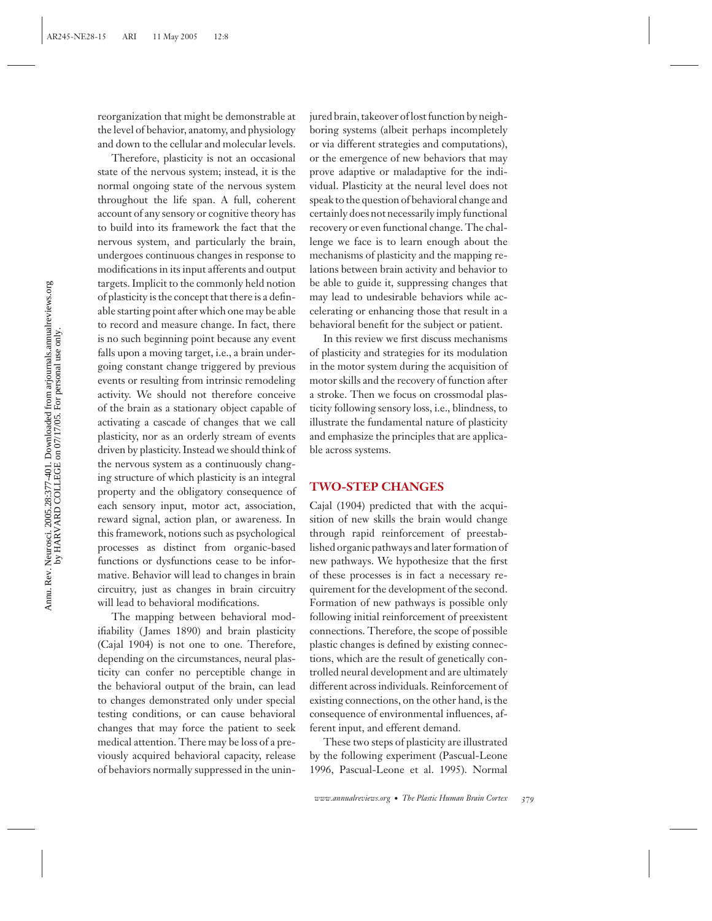reorganization that might be demonstrable at the level of behavior, anatomy, and physiology and down to the cellular and molecular levels.

Therefore, plasticity is not an occasional state of the nervous system; instead, it is the normal ongoing state of the nervous system throughout the life span. A full, coherent account of any sensory or cognitive theory has to build into its framework the fact that the nervous system, and particularly the brain, undergoes continuous changes in response to modifications in its input afferents and output targets. Implicit to the commonly held notion of plasticity is the concept that there is a definable starting point after which one may be able to record and measure change. In fact, there is no such beginning point because any event falls upon a moving target, i.e., a brain undergoing constant change triggered by previous events or resulting from intrinsic remodeling activity. We should not therefore conceive of the brain as a stationary object capable of activating a cascade of changes that we call plasticity, nor as an orderly stream of events driven by plasticity. Instead we should think of the nervous system as a continuously changing structure of which plasticity is an integral property and the obligatory consequence of each sensory input, motor act, association, reward signal, action plan, or awareness. In this framework, notions such as psychological processes as distinct from organic-based functions or dysfunctions cease to be informative. Behavior will lead to changes in brain circuitry, just as changes in brain circuitry will lead to behavioral modifications.

The mapping between behavioral modifiability (James 1890) and brain plasticity (Cajal 1904) is not one to one. Therefore, depending on the circumstances, neural plasticity can confer no perceptible change in the behavioral output of the brain, can lead to changes demonstrated only under special testing conditions, or can cause behavioral changes that may force the patient to seek medical attention. There may be loss of a previously acquired behavioral capacity, release of behaviors normally suppressed in the uninjured brain, takeover of lost function by neighboring systems (albeit perhaps incompletely or via different strategies and computations), or the emergence of new behaviors that may prove adaptive or maladaptive for the individual. Plasticity at the neural level does not speak to the question of behavioral change and certainly does not necessarily imply functional recovery or even functional change. The challenge we face is to learn enough about the mechanisms of plasticity and the mapping relations between brain activity and behavior to be able to guide it, suppressing changes that may lead to undesirable behaviors while accelerating or enhancing those that result in a behavioral benefit for the subject or patient.

In this review we first discuss mechanisms of plasticity and strategies for its modulation in the motor system during the acquisition of motor skills and the recovery of function after a stroke. Then we focus on crossmodal plasticity following sensory loss, i.e., blindness, to illustrate the fundamental nature of plasticity and emphasize the principles that are applicable across systems.

## TWO-STEP CHANGES

Cajal (1904) predicted that with the acquisition of new skills the brain would change through rapid reinforcement of preestablished organic pathways and later formation of new pathways. We hypothesize that the first of these processes is in fact a necessary requirement for the development of the second. Formation of new pathways is possible only following initial reinforcement of preexistent connections. Therefore, the scope of possible plastic changes is defined by existing connections, which are the result of genetically controlled neural development and are ultimately different across individuals. Reinforcement of existing connections, on the other hand, is the consequence of environmental influences, afferent input, and efferent demand.

These two steps of plasticity are illustrated by the following experiment (Pascual-Leone 1996, Pascual-Leone et al. 1995). Normal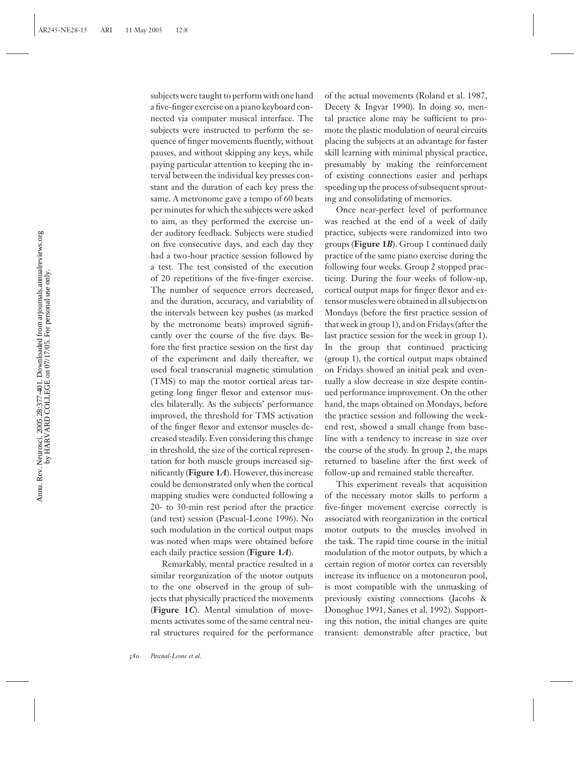subjects were taught to perform with one hand a five-finger exercise on a piano keyboard connected via computer musical interface. The subjects were instructed to perform the sequence of finger movements fluently, without pauses, and without skipping any keys, while paying particular attention to keeping the interval between the individual key presses constant and the duration of each key press the same. A metronome gave a tempo of 60 beats per minutes for which the subjects were asked to aim, as they performed the exercise under auditory feedback. Subjects were studied on five consecutive days, and each day they had a two-hour practice session followed by a test. The test consisted of the execution of 20 repetitions of the five-finger exercise. The number of sequence errors decreased, and the duration, accuracy, and variability of the intervals between key pushes (as marked by the metronome beats) improved significantly over the course of the five days. Before the first practice session on the first day of the experiment and daily thereafter, we used focal transcranial magnetic stimulation (TMS) to map the motor cortical areas targeting long finger flexor and extensor muscles bilaterally. As the subjects' performance improved, the threshold for TMS activation of the finger flexor and extensor muscles decreased steadily. Even considering this change in threshold, the size of the cortical representation for both muscle groups increased significantly (**Figure 1*A***). However, this increase could be demonstrated only when the cortical mapping studies were conducted following a 20- to 30-min rest period after the practice (and test) session (Pascual-Leone 1996). No such modulation in the cortical output maps was noted when maps were obtained before each daily practice session (**Figure 1*A***).

Remarkably, mental practice resulted in a similar reorganization of the motor outputs to the one observed in the group of subjects that physically practiced the movements (**Figure 1*C***). Mental simulation of movements activates some of the same central neural structures required for the performance of the actual movements (Roland et al. 1987, Decety & Ingvar 1990). In doing so, mental practice alone may be sufficient to promote the plastic modulation of neural circuits placing the subjects at an advantage for faster skill learning with minimal physical practice, presumably by making the reinforcement of existing connections easier and perhaps speeding up the process of subsequent sprouting and consolidating of memories.

Once near-perfect level of performance was reached at the end of a week of daily practice, subjects were randomized into two groups (**Figure 1*B***). Group 1 continued daily practice of the same piano exercise during the following four weeks. Group 2 stopped practicing. During the four weeks of follow-up, cortical output maps for finger flexor and extensor muscles were obtained in all subjects on Mondays (before the first practice session of that week in group 1), and on Fridays (after the last practice session for the week in group 1). In the group that continued practicing (group 1), the cortical output maps obtained on Fridays showed an initial peak and eventually a slow decrease in size despite continued performance improvement. On the other hand, the maps obtained on Mondays, before the practice session and following the weekend rest, showed a small change from baseline with a tendency to increase in size over the course of the study. In group 2, the maps returned to baseline after the first week of follow-up and remained stable thereafter.

This experiment reveals that acquisition of the necessary motor skills to perform a five-finger movement exercise correctly is associated with reorganization in the cortical motor outputs to the muscles involved in the task. The rapid time course in the initial modulation of the motor outputs, by which a certain region of motor cortex can reversibly increase its influence on a motoneuron pool, is most compatible with the unmasking of previously existing connections (Jacobs & Donoghue 1991, Sanes et al. 1992). Supporting this notion, the initial changes are quite transient: demonstrable after practice, but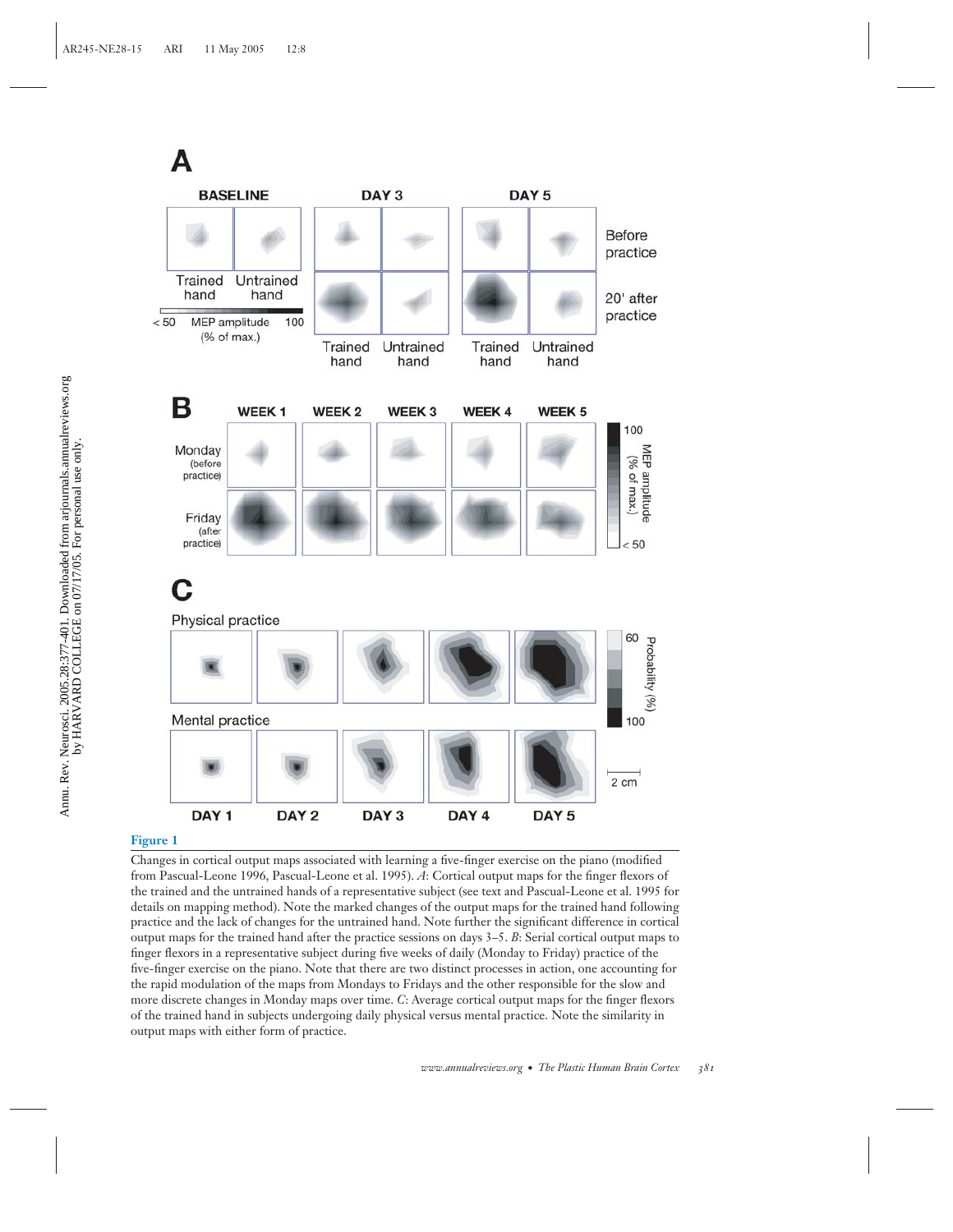**Figure 1**

Changes in cortical output maps associated with learning a five-finger exercise on the piano (modified from Pascual-Leone 1996, Pascual-Leone et al. 1995). *A*: Cortical output maps for the finger flexors of the trained and the untrained hands of a representative subject (see text and Pascual-Leone et al. 1995 for details on mapping method). Note the marked changes of the output maps for the trained hand following practice and the lack of changes for the untrained hand. Note further the significant difference in cortical output maps for the trained hand after the practice sessions on days 3–5. *B*: Serial cortical output maps to finger flexors in a representative subject during five weeks of daily (Monday to Friday) practice of the five-finger exercise on the piano. Note that there are two distinct processes in action, one accounting for the rapid modulation of the maps from Mondays to Fridays and the other responsible for the slow and more discrete changes in Monday maps over time. *C*: Average cortical output maps for the finger flexors of the trained hand in subjects undergoing daily physical versus mental practice. Note the similarity in output maps with either form of practice.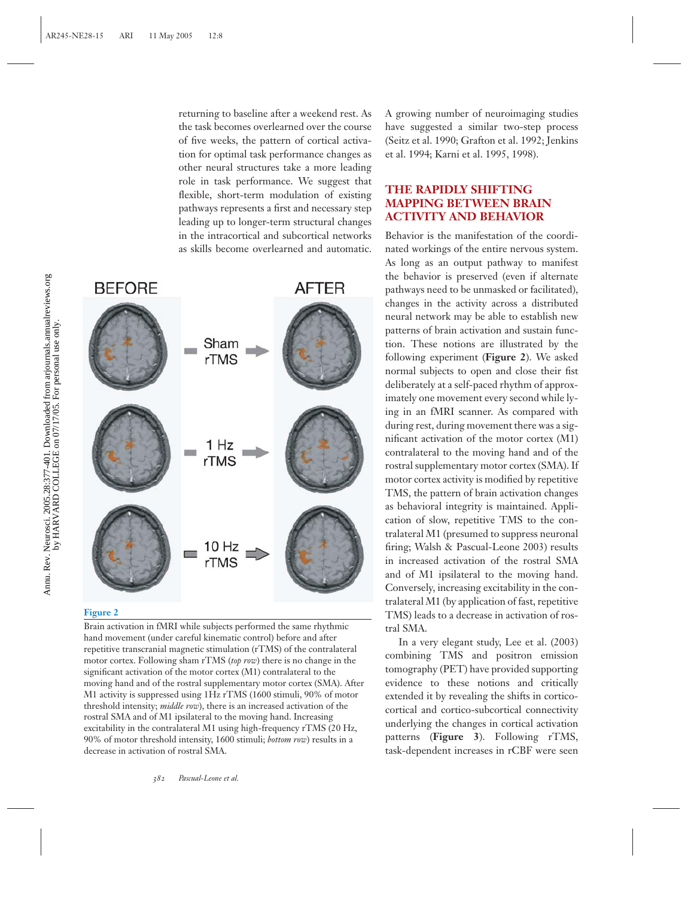returning to baseline after a weekend rest. As the task becomes overlearned over the course of five weeks, the pattern of cortical activation for optimal task performance changes as other neural structures take a more leading role in task performance. We suggest that flexible, short-term modulation of existing pathways represents a first and necessary step leading up to longer-term structural changes in the intracortical and subcortical networks as skills become overlearned and automatic. A growing number of neuroimaging studies have suggested a similar two-step process (Seitz et al. 1990; Grafton et al. 1992; Jenkins et al. 1994; Karni et al. 1995, 1998).

**Figure 2**

Brain activation in fMRI while subjects performed the same rhythmic hand movement (under careful kinematic control) before and after repetitive transcranial magnetic stimulation (rTMS) of the contralateral motor cortex. Following sham rTMS (*top row*) there is no change in the significant activation of the motor cortex (M1) contralateral to the moving hand and of the rostral supplementary motor cortex (SMA). After M1 activity is suppressed using 1Hz rTMS (1600 stimuli, 90% of motor threshold intensity; *middle row*), there is an increased activation of the rostral SMA and of M1 ipsilateral to the moving hand. Increasing excitability in the contralateral M1 using high-frequency rTMS (20 Hz, 90% of motor threshold intensity, 1600 stimuli; *bottom row*) results in a decrease in activation of rostral SMA.

## THE RAPIDLY SHIFTING MAPPING BETWEEN BRAIN ACTIVITY AND BEHAVIOR

Behavior is the manifestation of the coordinated workings of the entire nervous system. As long as an output pathway to manifest the behavior is preserved (even if alternate pathways need to be unmasked or facilitated), changes in the activity across a distributed neural network may be able to establish new patterns of brain activation and sustain function. These notions are illustrated by the following experiment (**Figure 2**). We asked normal subjects to open and close their fist deliberately at a self-paced rhythm of approximately one movement every second while lying in an fMRI scanner. As compared with during rest, during movement there was a significant activation of the motor cortex (M1) contralateral to the moving hand and of the rostral supplementary motor cortex (SMA). If motor cortex activity is modified by repetitive TMS, the pattern of brain activation changes as behavioral integrity is maintained. Application of slow, repetitive TMS to the contralateral M1 (presumed to suppress neuronal firing; Walsh & Pascual-Leone 2003) results in increased activation of the rostral SMA and of M1 ipsilateral to the moving hand. Conversely, increasing excitability in the contralateral M1 (by application of fast, repetitive TMS) leads to a decrease in activation of rostral SMA.

In a very elegant study, Lee et al. (2003) combining TMS and positron emission tomography (PET) have provided supporting evidence to these notions and critically extended it by revealing the shifts in cortico-cortical and cortico-subcortical connectivity underlying the changes in cortical activation patterns (**Figure 3**). Following rTMS, task-dependent increases in rCBF were seen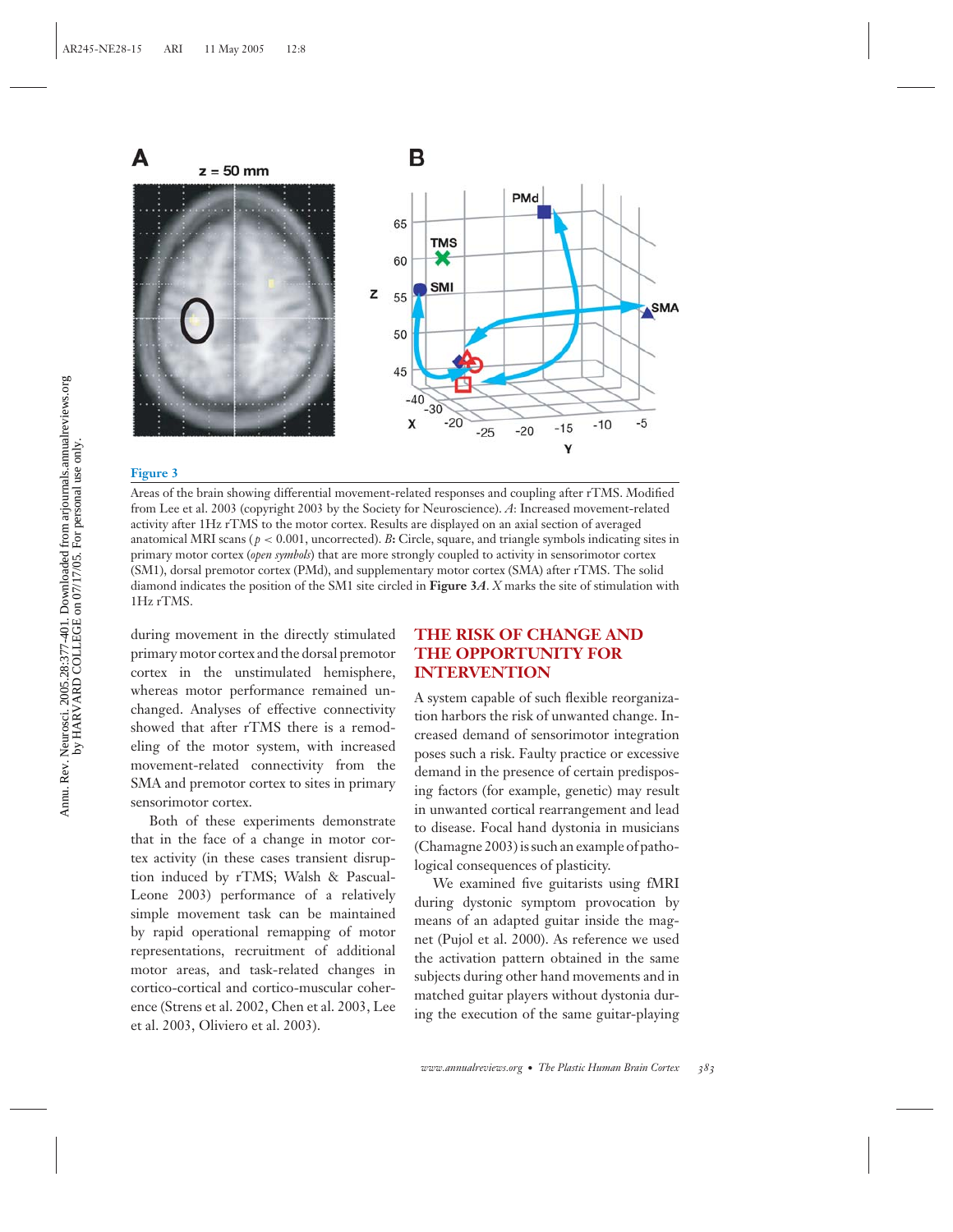**Figure 3**

Areas of the brain showing differential movement-related responses and coupling after rTMS. Modified from Lee et al. 2003 (copyright 2003 by the Society for Neuroscience). *A*: Increased movement-related activity after 1Hz rTMS to the motor cortex. Results are displayed on an axial section of averaged anatomical MRI scans ($p < 0.001$, uncorrected). *B*: Circle, square, and triangle symbols indicating sites in primary motor cortex (*open symbols*) that are more strongly coupled to activity in sensorimotor cortex (SM1), dorsal premotor cortex (PMd), and supplementary motor cortex (SMA) after rTMS. The solid diamond indicates the position of the SM1 site circled in **Figure 3*A***. *X* marks the site of stimulation with 1Hz rTMS.

during movement in the directly stimulated primary motor cortex and the dorsal premotor cortex in the unstimulated hemisphere, whereas motor performance remained unchanged. Analyses of effective connectivity showed that after rTMS there is a remodeling of the motor system, with increased movement-related connectivity from the SMA and premotor cortex to sites in primary sensorimotor cortex.

Both of these experiments demonstrate that in the face of a change in motor cortex activity (in these cases transient disruption induced by rTMS; Walsh & Pascual-Leone 2003) performance of a relatively simple movement task can be maintained by rapid operational remapping of motor representations, recruitment of additional motor areas, and task-related changes in cortico-cortical and cortico-muscular coherence (Strens et al. 2002, Chen et al. 2003, Lee et al. 2003, Oliviero et al. 2003).

## THE RISK OF CHANGE AND THE OPPORTUNITY FOR INTERVENTION

A system capable of such flexible reorganization harbors the risk of unwanted change. Increased demand of sensorimotor integration poses such a risk. Faulty practice or excessive demand in the presence of certain predisposing factors (for example, genetic) may result in unwanted cortical rearrangement and lead to disease. Focal hand dystonia in musicians (Chamagne 2003) is such an example of pathological consequences of plasticity.

We examined five guitarists using fMRI during dystonic symptom provocation by means of an adapted guitar inside the magnet (Pujol et al. 2000). As reference we used the activation pattern obtained in the same subjects during other hand movements and in matched guitar players without dystonia during the execution of the same guitar-playing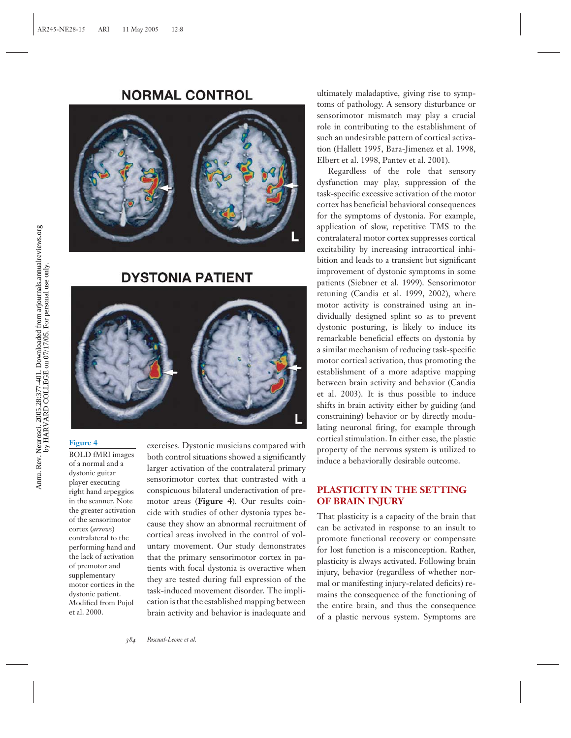NORMAL CONTROL

L

DYSTONIA PATIENT

L

**Figure 4**
BOLD fMRI images of a normal and a dystonic guitar player executing right hand arpeggios in the scanner. Note the greater activation of the sensorimotor cortex (*arrows*) contralateral to the performing hand and the lack of activation of premotor and supplementary motor cortices in the dystonic patient. Modified from Pujol et al. 2000.

exercises. Dystonic musicians compared with both control situations showed a significantly larger activation of the contralateral primary sensorimotor cortex that contrasted with a conspicuous bilateral underactivation of premotor areas (**Figure 4**). Our results coincide with studies of other dystonia types because they show an abnormal recruitment of cortical areas involved in the control of voluntary movement. Our study demonstrates that the primary sensorimotor cortex in patients with focal dystonia is overactive when they are tested during full expression of the task-induced movement disorder. The implication is that the established mapping between brain activity and behavior is inadequate and ultimately maladaptive, giving rise to symptoms of pathology. A sensory disturbance or sensorimotor mismatch may play a crucial role in contributing to the establishment of such an undesirable pattern of cortical activation (Hallett 1995, Bara-Jimenez et al. 1998, Elbert et al. 1998, Pantev et al. 2001).

Regardless of the role that sensory dysfunction may play, suppression of the task-specific excessive activation of the motor cortex has beneficial behavioral consequences for the symptoms of dystonia. For example, application of slow, repetitive TMS to the contralateral motor cortex suppresses cortical excitability by increasing intracortical inhibition and leads to a transient but significant improvement of dystonic symptoms in some patients (Siebner et al. 1999). Sensorimotor retuning (Candia et al. 1999, 2002), where motor activity is constrained using an individually designed splint so as to prevent dystonic posturing, is likely to induce its remarkable beneficial effects on dystonia by a similar mechanism of reducing task-specific motor cortical activation, thus promoting the establishment of a more adaptive mapping between brain activity and behavior (Candia et al. 2003). It is thus possible to induce shifts in brain activity either by guiding (and constraining) behavior or by directly modulating neuronal firing, for example through cortical stimulation. In either case, the plastic property of the nervous system is utilized to induce a behaviorally desirable outcome.

## PLASTICITY IN THE SETTING OF BRAIN INJURY

That plasticity is a capacity of the brain that can be activated in response to an insult to promote functional recovery or compensate for lost function is a misconception. Rather, plasticity is always activated. Following brain injury, behavior (regardless of whether normal or manifesting injury-related deficits) remains the consequence of the functioning of the entire brain, and thus the consequence of a plastic nervous system. Symptoms are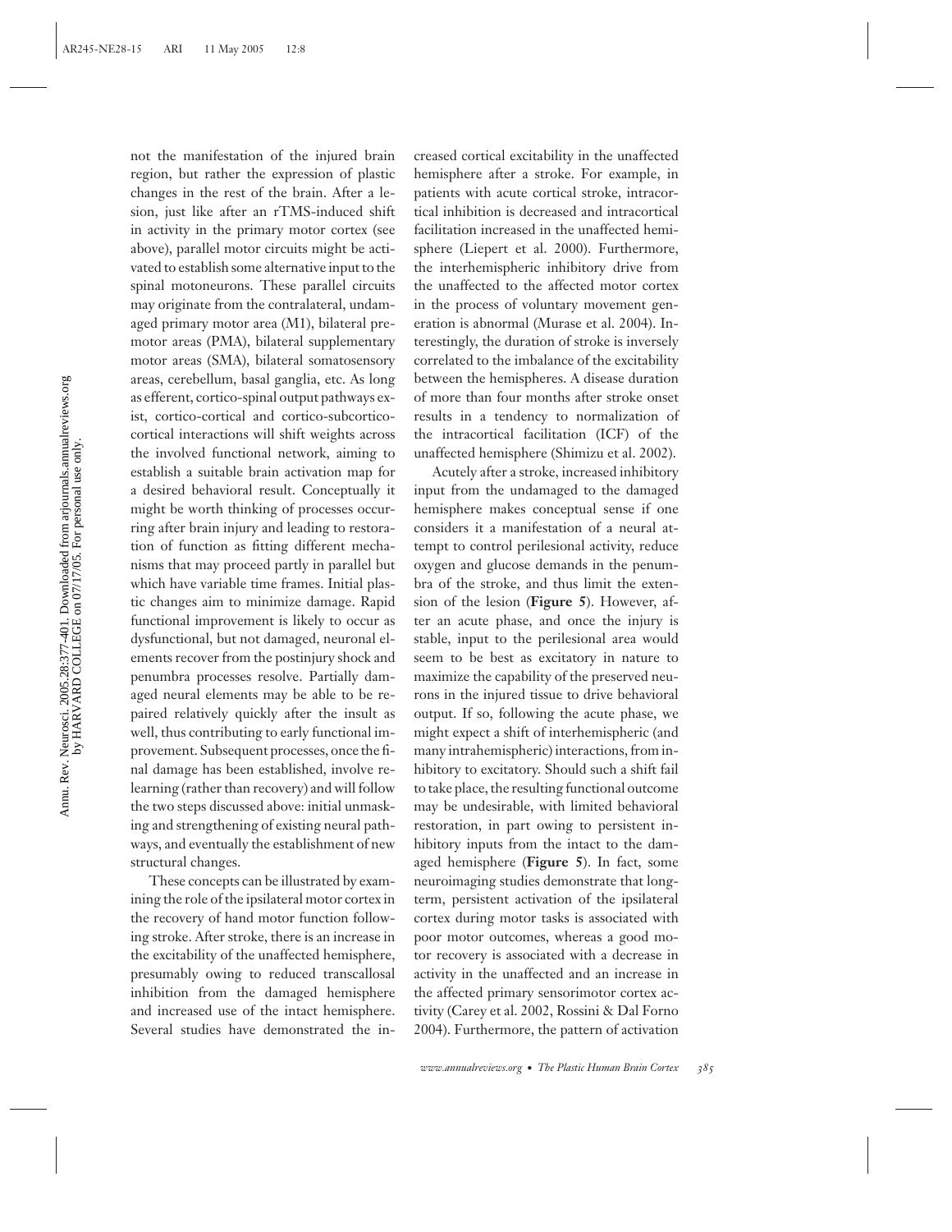not the manifestation of the injured brain region, but rather the expression of plastic changes in the rest of the brain. After a lesion, just like after an rTMS-induced shift in activity in the primary motor cortex (see above), parallel motor circuits might be activated to establish some alternative input to the spinal motoneurons. These parallel circuits may originate from the contralateral, undamaged primary motor area (M1), bilateral premotor areas (PMA), bilateral supplementary motor areas (SMA), bilateral somatosensory areas, cerebellum, basal ganglia, etc. As long as efferent, cortico-spinal output pathways exist, cortico-cortical and cortico-subcortico-cortical interactions will shift weights across the involved functional network, aiming to establish a suitable brain activation map for a desired behavioral result. Conceptually it might be worth thinking of processes occurring after brain injury and leading to restoration of function as fitting different mechanisms that may proceed partly in parallel but which have variable time frames. Initial plastic changes aim to minimize damage. Rapid functional improvement is likely to occur as dysfunctional, but not damaged, neuronal elements recover from the postinjury shock and penumbra processes resolve. Partially damaged neural elements may be able to be repaired relatively quickly after the insult as well, thus contributing to early functional improvement. Subsequent processes, once the final damage has been established, involve relearning (rather than recovery) and will follow the two steps discussed above: initial unmasking and strengthening of existing neural pathways, and eventually the establishment of new structural changes.

These concepts can be illustrated by examining the role of the ipsilateral motor cortex in the recovery of hand motor function following stroke. After stroke, there is an increase in the excitability of the unaffected hemisphere, presumably owing to reduced transcallosal inhibition from the damaged hemisphere and increased use of the intact hemisphere. Several studies have demonstrated the increased cortical excitability in the unaffected hemisphere after a stroke. For example, in patients with acute cortical stroke, intracortical inhibition is decreased and intracortical facilitation increased in the unaffected hemisphere (Liepert et al. 2000). Furthermore, the interhemispheric inhibitory drive from the unaffected to the affected motor cortex in the process of voluntary movement generation is abnormal (Murase et al. 2004). Interestingly, the duration of stroke is inversely correlated to the imbalance of the excitability between the hemispheres. A disease duration of more than four months after stroke onset results in a tendency to normalization of the intracortical facilitation (ICF) of the unaffected hemisphere (Shimizu et al. 2002).

Acutely after a stroke, increased inhibitory input from the undamaged to the damaged hemisphere makes conceptual sense if one considers it a manifestation of a neural attempt to control perilesional activity, reduce oxygen and glucose demands in the penumbra of the stroke, and thus limit the extension of the lesion (**Figure 5**). However, after an acute phase, and once the injury is stable, input to the perilesional area would seem to be best as excitatory in nature to maximize the capability of the preserved neurons in the injured tissue to drive behavioral output. If so, following the acute phase, we might expect a shift of interhemispheric (and many intrahemispheric) interactions, from inhibitory to excitatory. Should such a shift fail to take place, the resulting functional outcome may be undesirable, with limited behavioral restoration, in part owing to persistent inhibitory inputs from the intact to the damaged hemisphere (**Figure 5**). In fact, some neuroimaging studies demonstrate that long-term, persistent activation of the ipsilateral cortex during motor tasks is associated with poor motor outcomes, whereas a good motor recovery is associated with a decrease in activity in the unaffected and an increase in the affected primary sensorimotor cortex activity (Carey et al. 2002, Rossini & Dal Forno 2004). Furthermore, the pattern of activation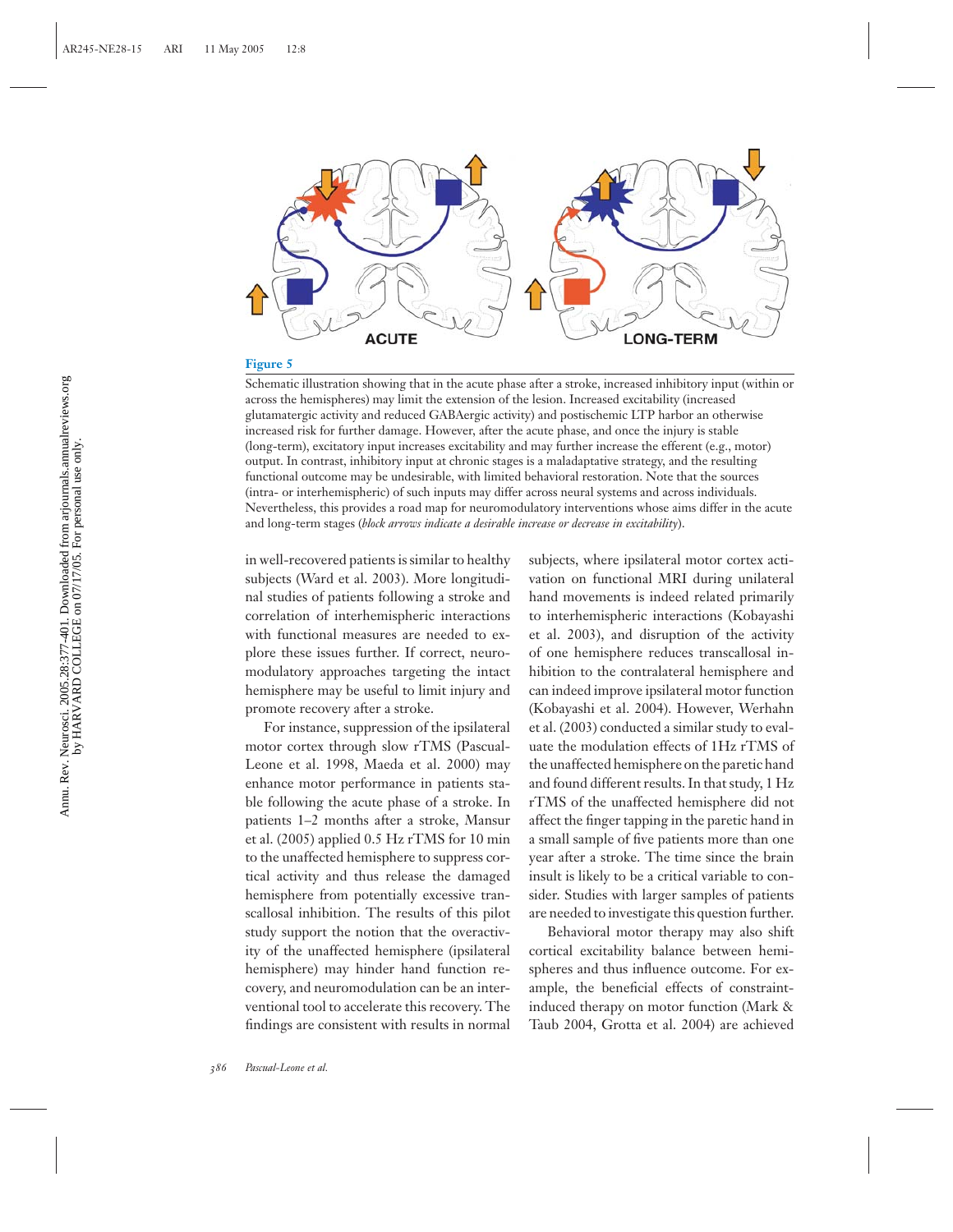ACUTE

LONG-TERM

**Figure 5**

Schematic illustration showing that in the acute phase after a stroke, increased inhibitory input (within or across the hemispheres) may limit the extension of the lesion. Increased excitability (increased glutamatergic activity and reduced GABAergic activity) and postischemic LTP harbor an otherwise increased risk for further damage. However, after the acute phase, and once the injury is stable (long-term), excitatory input increases excitability and may further increase the efferent (e.g., motor) output. In contrast, inhibitory input at chronic stages is a maladaptative strategy, and the resulting functional outcome may be undesirable, with limited behavioral restoration. Note that the sources (intra- or interhemispheric) of such inputs may differ across neural systems and across individuals. Nevertheless, this provides a road map for neuromodulatory interventions whose aims differ in the acute and long-term stages (*block arrows indicate a desirable increase or decrease in excitability*).

in well-recovered patients is similar to healthy subjects (Ward et al. 2003). More longitudinal studies of patients following a stroke and correlation of interhemispheric interactions with functional measures are needed to explore these issues further. If correct, neuromodulatory approaches targeting the intact hemisphere may be useful to limit injury and promote recovery after a stroke.

For instance, suppression of the ipsilateral motor cortex through slow rTMS (Pascual-Leone et al. 1998, Maeda et al. 2000) may enhance motor performance in patients stable following the acute phase of a stroke. In patients 1–2 months after a stroke, Mansur et al. (2005) applied 0.5 Hz rTMS for 10 min to the unaffected hemisphere to suppress cortical activity and thus release the damaged hemisphere from potentially excessive transcallosal inhibition. The results of this pilot study support the notion that the overactivity of the unaffected hemisphere (ipsilateral hemisphere) may hinder hand function recovery, and neuromodulation can be an interventional tool to accelerate this recovery. The findings are consistent with results in normal subjects, where ipsilateral motor cortex activation on functional MRI during unilateral hand movements is indeed related primarily to interhemispheric interactions (Kobayashi et al. 2003), and disruption of the activity of one hemisphere reduces transcallosal inhibition to the contralateral hemisphere and can indeed improve ipsilateral motor function (Kobayashi et al. 2004). However, Werhahn et al. (2003) conducted a similar study to evaluate the modulation effects of 1Hz rTMS of the unaffected hemisphere on the paretic hand and found different results. In that study, 1 Hz rTMS of the unaffected hemisphere did not affect the finger tapping in the paretic hand in a small sample of five patients more than one year after a stroke. The time since the brain insult is likely to be a critical variable to consider. Studies with larger samples of patients are needed to investigate this question further.

Behavioral motor therapy may also shift cortical excitability balance between hemispheres and thus influence outcome. For example, the beneficial effects of constraint-induced therapy on motor function (Mark & Taub 2004, Grotta et al. 2004) are achieved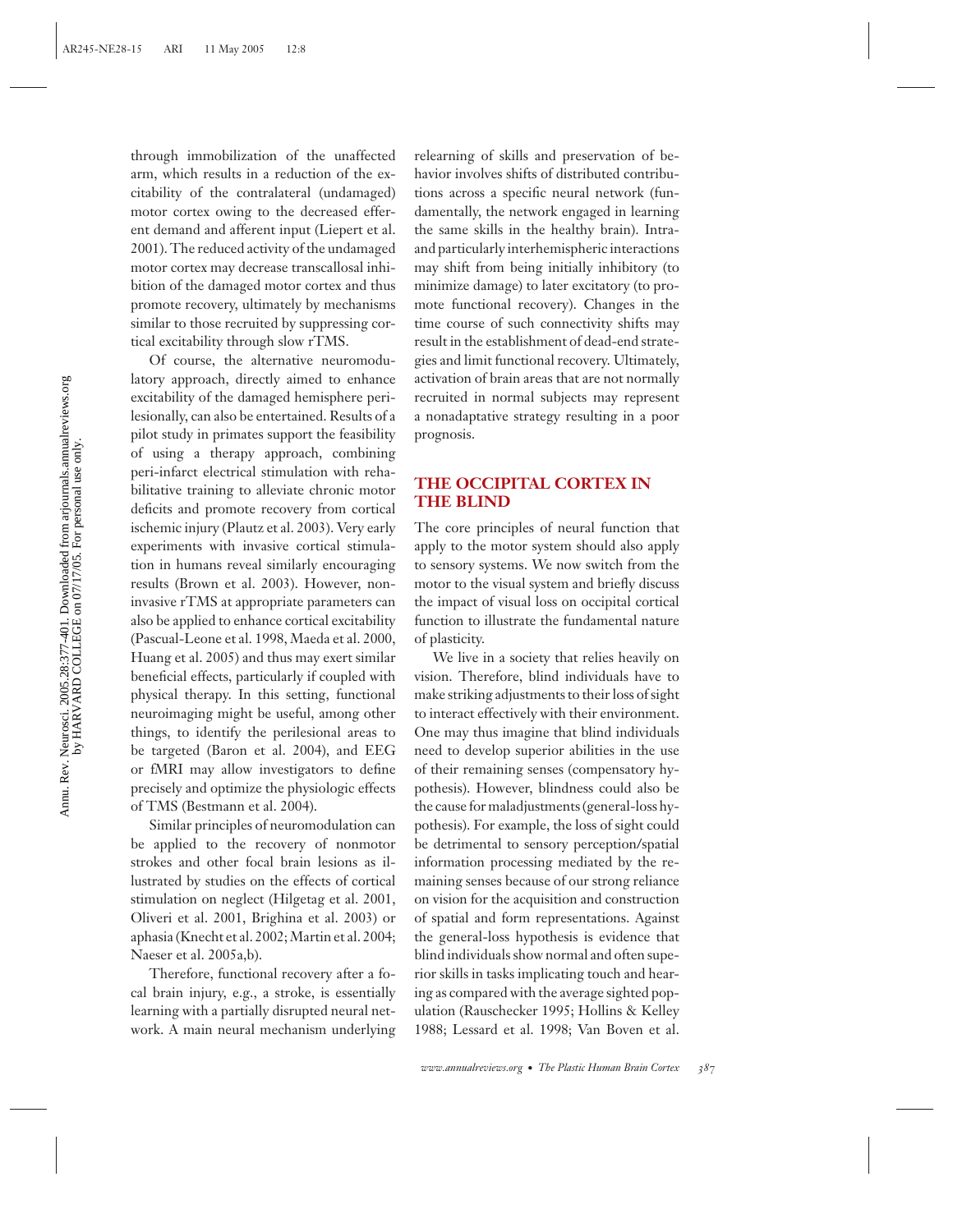through immobilization of the unaffected arm, which results in a reduction of the excitability of the contralateral (undamaged) motor cortex owing to the decreased efferent demand and afferent input (Liepert et al. 2001). The reduced activity of the undamaged motor cortex may decrease transcallosal inhibition of the damaged motor cortex and thus promote recovery, ultimately by mechanisms similar to those recruited by suppressing cortical excitability through slow rTMS.

Of course, the alternative neuromodulatory approach, directly aimed to enhance excitability of the damaged hemisphere perilesionally, can also be entertained. Results of a pilot study in primates support the feasibility of using a therapy approach, combining peri-infarct electrical stimulation with rehabilitative training to alleviate chronic motor deficits and promote recovery from cortical ischemic injury (Plautz et al. 2003). Very early experiments with invasive cortical stimulation in humans reveal similarly encouraging results (Brown et al. 2003). However, noninvasive rTMS at appropriate parameters can also be applied to enhance cortical excitability (Pascual-Leone et al. 1998, Maeda et al. 2000, Huang et al. 2005) and thus may exert similar beneficial effects, particularly if coupled with physical therapy. In this setting, functional neuroimaging might be useful, among other things, to identify the perilesional areas to be targeted (Baron et al. 2004), and EEG or fMRI may allow investigators to define precisely and optimize the physiologic effects of TMS (Bestmann et al. 2004).

Similar principles of neuromodulation can be applied to the recovery of nonmotor strokes and other focal brain lesions as illustrated by studies on the effects of cortical stimulation on neglect (Hilgetag et al. 2001, Oliveri et al. 2001, Brighina et al. 2003) or aphasia (Knecht et al. 2002; Martin et al. 2004; Naeser et al. 2005a,b).

Therefore, functional recovery after a focal brain injury, e.g., a stroke, is essentially learning with a partially disrupted neural network. A main neural mechanism underlying relearning of skills and preservation of behavior involves shifts of distributed contributions across a specific neural network (fundamentally, the network engaged in learning the same skills in the healthy brain). Intra- and particularly interhemispheric interactions may shift from being initially inhibitory (to minimize damage) to later excitatory (to promote functional recovery). Changes in the time course of such connectivity shifts may result in the establishment of dead-end strategies and limit functional recovery. Ultimately, activation of brain areas that are not normally recruited in normal subjects may represent a nonadaptative strategy resulting in a poor prognosis.

## THE OCCIPITAL CORTEX IN THE BLIND

The core principles of neural function that apply to the motor system should also apply to sensory systems. We now switch from the motor to the visual system and briefly discuss the impact of visual loss on occipital cortical function to illustrate the fundamental nature of plasticity.

We live in a society that relies heavily on vision. Therefore, blind individuals have to make striking adjustments to their loss of sight to interact effectively with their environment. One may thus imagine that blind individuals need to develop superior abilities in the use of their remaining senses (compensatory hypothesis). However, blindness could also be the cause for maladjustments (general-loss hypothesis). For example, the loss of sight could be detrimental to sensory perception/spatial information processing mediated by the remaining senses because of our strong reliance on vision for the acquisition and construction of spatial and form representations. Against the general-loss hypothesis is evidence that blind individuals show normal and often superior skills in tasks implicating touch and hearing as compared with the average sighted population (Rauschecker 1995; Hollins & Kelley 1988; Lessard et al. 1998; Van Boven et al.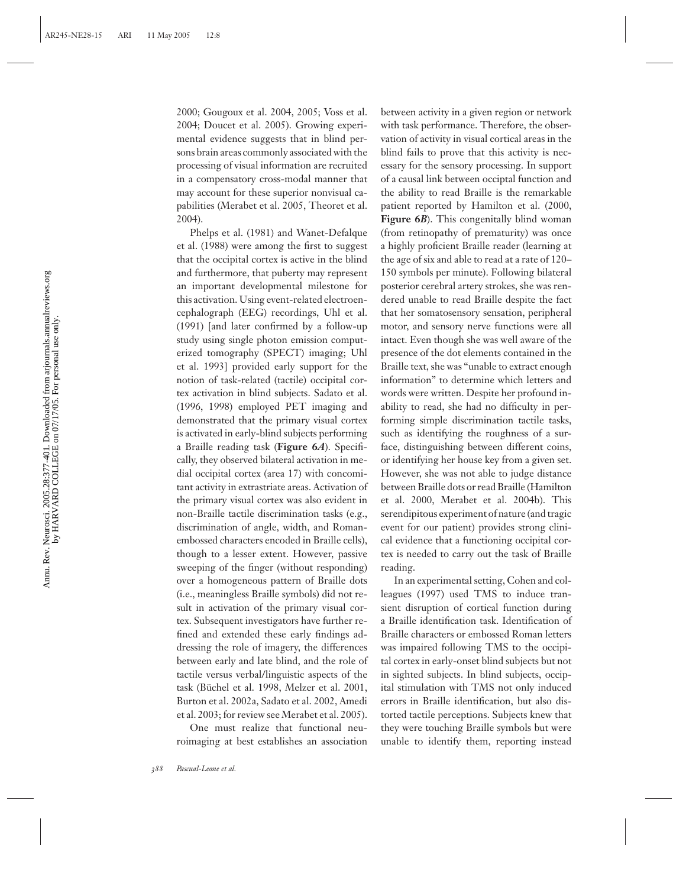2000; Gougoux et al. 2004, 2005; Voss et al. 2004; Doucet et al. 2005). Growing experimental evidence suggests that in blind persons brain areas commonly associated with the processing of visual information are recruited in a compensatory cross-modal manner that may account for these superior nonvisual capabilities (Merabet et al. 2005, Theoret et al. 2004).

Phelps et al. (1981) and Wanet-Defalque et al. (1988) were among the first to suggest that the occipital cortex is active in the blind and furthermore, that puberty may represent an important developmental milestone for this activation. Using event-related electroencephalograph (EEG) recordings, Uhl et al. (1991) [and later confirmed by a follow-up study using single photon emission computerized tomography (SPECT) imaging; Uhl et al. 1993] provided early support for the notion of task-related (tactile) occipital cortex activation in blind subjects. Sadato et al. (1996, 1998) employed PET imaging and demonstrated that the primary visual cortex is activated in early-blind subjects performing a Braille reading task (**Figure 6*A***). Specifically, they observed bilateral activation in medial occipital cortex (area 17) with concomitant activity in extrastriate areas. Activation of the primary visual cortex was also evident in non-Braille tactile discrimination tasks (e.g., discrimination of angle, width, and Roman-embossed characters encoded in Braille cells), though to a lesser extent. However, passive sweeping of the finger (without responding) over a homogeneous pattern of Braille dots (i.e., meaningless Braille symbols) did not result in activation of the primary visual cortex. Subsequent investigators have further refined and extended these early findings addressing the role of imagery, the differences between early and late blind, and the role of tactile versus verbal/linguistic aspects of the task (Büchel et al. 1998, Melzer et al. 2001, Burton et al. 2002a, Sadato et al. 2002, Amedi et al. 2003; for review see Merabet et al. 2005).

One must realize that functional neuroimaging at best establishes an association between activity in a given region or network with task performance. Therefore, the observation of activity in visual cortical areas in the blind fails to prove that this activity is necessary for the sensory processing. In support of a causal link between occiptal function and the ability to read Braille is the remarkable patient reported by Hamilton et al. (2000, **Figure 6*B***). This congenitally blind woman (from retinopathy of prematurity) was once a highly proficient Braille reader (learning at the age of six and able to read at a rate of 120–150 symbols per minute). Following bilateral posterior cerebral artery strokes, she was rendered unable to read Braille despite the fact that her somatosensory sensation, peripheral motor, and sensory nerve functions were all intact. Even though she was well aware of the presence of the dot elements contained in the Braille text, she was "unable to extract enough information" to determine which letters and words were written. Despite her profound inability to read, she had no difficulty in performing simple discrimination tactile tasks, such as identifying the roughness of a surface, distinguishing between different coins, or identifying her house key from a given set. However, she was not able to judge distance between Braille dots or read Braille (Hamilton et al. 2000, Merabet et al. 2004b). This serendipitous experiment of nature (and tragic event for our patient) provides strong clinical evidence that a functioning occipital cortex is needed to carry out the task of Braille reading.

In an experimental setting, Cohen and colleagues (1997) used TMS to induce transient disruption of cortical function during a Braille identification task. Identification of Braille characters or embossed Roman letters was impaired following TMS to the occipital cortex in early-onset blind subjects but not in sighted subjects. In blind subjects, occipital stimulation with TMS not only induced errors in Braille identification, but also distorted tactile perceptions. Subjects knew that they were touching Braille symbols but were unable to identify them, reporting instead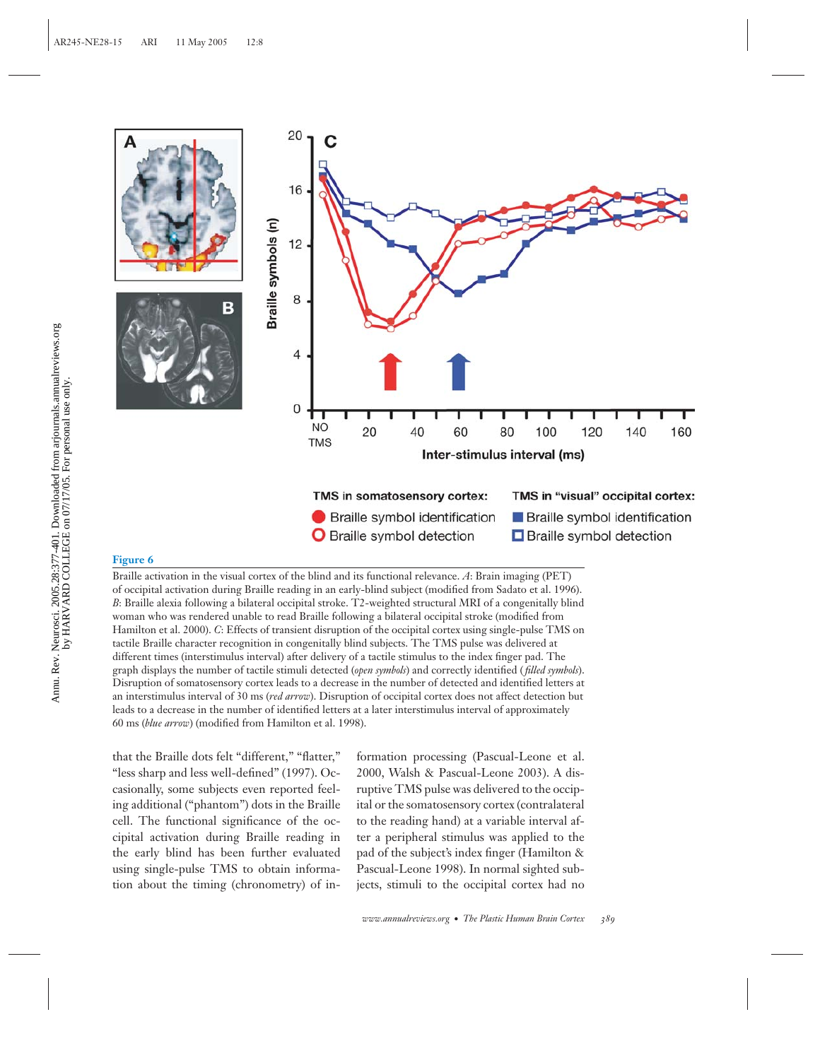**Figure 6**

Braille activation in the visual cortex of the blind and its functional relevance. *A*: Brain imaging (PET) of occipital activation during Braille reading in an early-blind subject (modified from Sadato et al. 1996). *B*: Braille alexia following a bilateral occipital stroke. T2-weighted structural MRI of a congenitally blind woman who was rendered unable to read Braille following a bilateral occipital stroke (modified from Hamilton et al. 2000). *C*: Effects of transient disruption of the occipital cortex using single-pulse TMS on tactile Braille character recognition in congenitally blind subjects. The TMS pulse was delivered at different times (interstimulus interval) after delivery of a tactile stimulus to the index finger pad. The graph displays the number of tactile stimuli detected (*open symbols*) and correctly identified (*filled symbols*). Disruption of somatosensory cortex leads to a decrease in the number of detected and identified letters at an interstimulus interval of 30 ms (*red arrow*). Disruption of occipital cortex does not affect detection but leads to a decrease in the number of identified letters at a later interstimulus interval of approximately 60 ms (*blue arrow*) (modified from Hamilton et al. 1998).

that the Braille dots felt "different," "flatter," "less sharp and less well-defined" (1997). Occasionally, some subjects even reported feeling additional ("phantom") dots in the Braille cell. The functional significance of the occipital activation during Braille reading in the early blind has been further evaluated using single-pulse TMS to obtain information about the timing (chronometry) of information processing (Pascual-Leone et al. 2000, Walsh & Pascual-Leone 2003). A disruptive TMS pulse was delivered to the occipital or the somatosensory cortex (contralateral to the reading hand) at a variable interval after a peripheral stimulus was applied to the pad of the subject's index finger (Hamilton & Pascual-Leone 1998). In normal sighted subjects, stimuli to the occipital cortex had no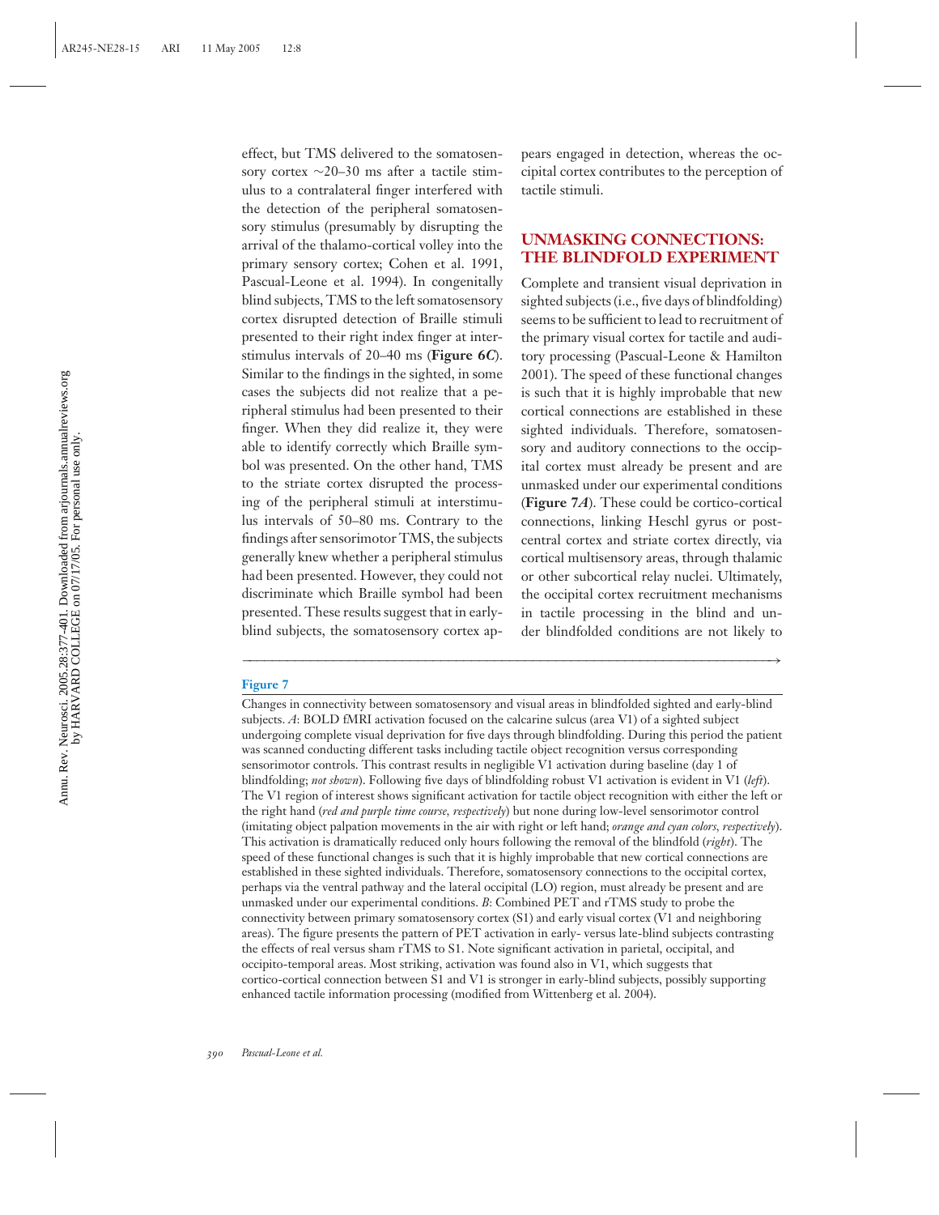effect, but TMS delivered to the somatosensory cortex ~20–30 ms after a tactile stimulus to a contralateral finger interfered with the detection of the peripheral somatosensory stimulus (presumably by disrupting the arrival of the thalamo-cortical volley into the primary sensory cortex; Cohen et al. 1991, Pascual-Leone et al. 1994). In congenitally blind subjects, TMS to the left somatosensory cortex disrupted detection of Braille stimuli presented to their right index finger at interstimulus intervals of 20–40 ms (**Figure 6C**). Similar to the findings in the sighted, in some cases the subjects did not realize that a peripheral stimulus had been presented to their finger. When they did realize it, they were able to identify correctly which Braille symbol was presented. On the other hand, TMS to the striate cortex disrupted the processing of the peripheral stimuli at interstimulus intervals of 50–80 ms. Contrary to the findings after sensorimotor TMS, the subjects generally knew whether a peripheral stimulus had been presented. However, they could not discriminate which Braille symbol had been presented. These results suggest that in early-blind subjects, the somatosensory cortex appears engaged in detection, whereas the occipital cortex contributes to the perception of tactile stimuli.

## UNMASKING CONNECTIONS: THE BLINDFOLD EXPERIMENT

Complete and transient visual deprivation in sighted subjects (i.e., five days of blindfolding) seems to be sufficient to lead to recruitment of the primary visual cortex for tactile and auditory processing (Pascual-Leone & Hamilton 2001). The speed of these functional changes is such that it is highly improbable that new cortical connections are established in these sighted individuals. Therefore, somatosensory and auditory connections to the occipital cortex must already be present and are unmasked under our experimental conditions (**Figure 7A**). These could be cortico-cortical connections, linking Heschl gyrus or postcentral cortex and striate cortex directly, via cortical multisensory areas, through thalamic or other subcortical relay nuclei. Ultimately, the occipital cortex recruitment mechanisms in tactile processing in the blind and under blindfolded conditions are not likely to

**Figure 7**

Changes in connectivity between somatosensory and visual areas in blindfolded sighted and early-blind subjects. *A*: BOLD fMRI activation focused on the calcarine sulcus (area V1) of a sighted subject undergoing complete visual deprivation for five days through blindfolding. During this period the patient was scanned conducting different tasks including tactile object recognition versus corresponding sensorimotor controls. This contrast results in negligible V1 activation during baseline (day 1 of blindfolding; *not shown*). Following five days of blindfolding robust V1 activation is evident in V1 (*left*). The V1 region of interest shows significant activation for tactile object recognition with either the left or the right hand (*red and purple time course, respectively*) but none during low-level sensorimotor control (imitating object palpation movements in the air with right or left hand; *orange and cyan colors, respectively*). This activation is dramatically reduced only hours following the removal of the blindfold (*right*). The speed of these functional changes is such that it is highly improbable that new cortical connections are established in these sighted individuals. Therefore, somatosensory connections to the occipital cortex, perhaps via the ventral pathway and the lateral occipital (LO) region, must already be present and are unmasked under our experimental conditions. *B*: Combined PET and rTMS study to probe the connectivity between primary somatosensory cortex (S1) and early visual cortex (V1 and neighboring areas). The figure presents the pattern of PET activation in early- versus late-blind subjects contrasting the effects of real versus sham rTMS to S1. Note significant activation in parietal, occipital, and occipito-temporal areas. Most striking, activation was found also in V1, which suggests that cortico-cortical connection between S1 and V1 is stronger in early-blind subjects, possibly supporting enhanced tactile information processing (modified from Wittenberg et al. 2004).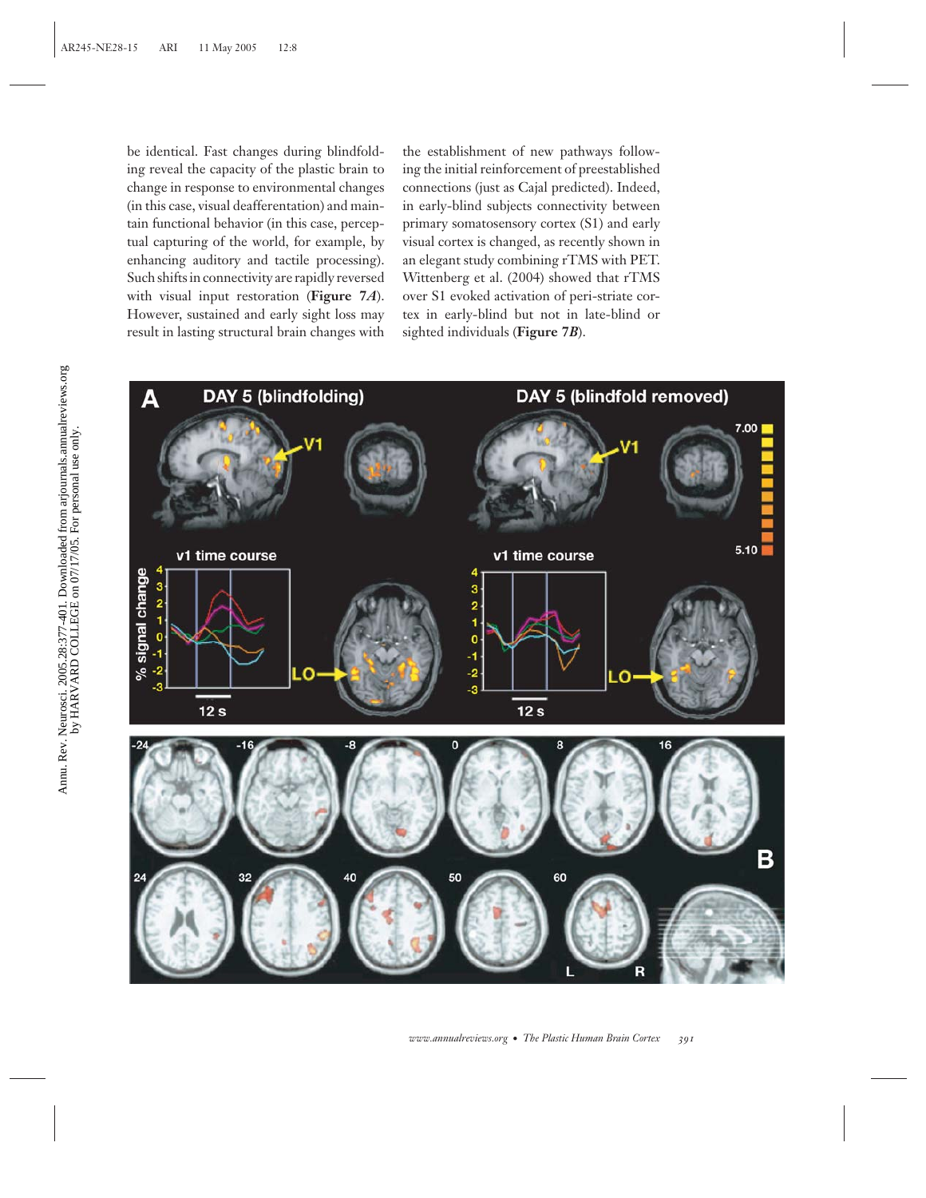be identical. Fast changes during blindfolding reveal the capacity of the plastic brain to change in response to environmental changes (in this case, visual deafferentation) and maintain functional behavior (in this case, perceptual capturing of the world, for example, by enhancing auditory and tactile processing). Such shifts in connectivity are rapidly reversed with visual input restoration (**Figure 7*A***). However, sustained and early sight loss may result in lasting structural brain changes with the establishment of new pathways following the initial reinforcement of preestablished connections (just as Cajal predicted). Indeed, in early-blind subjects connectivity between primary somatosensory cortex (S1) and early visual cortex is changed, as recently shown in an elegant study combining rTMS with PET. Wittenberg et al. (2004) showed that rTMS over S1 evoked activation of peri-striate cortex in early-blind but not in late-blind or sighted individuals (**Figure 7*B***).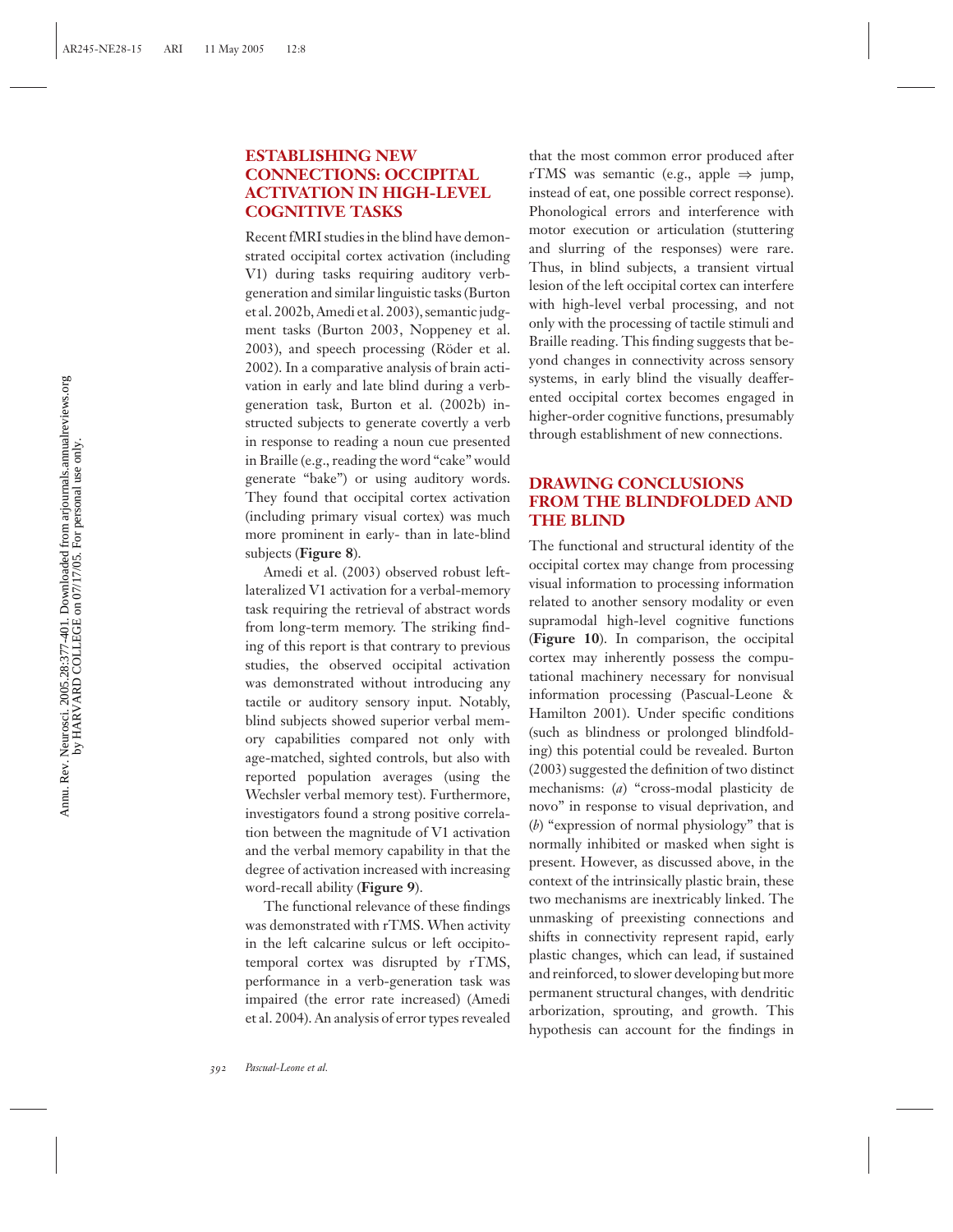## ESTABLISHING NEW CONNECTIONS: OCCIPITAL ACTIVATION IN HIGH-LEVEL COGNITIVE TASKS

Recent fMRI studies in the blind have demonstrated occipital cortex activation (including V1) during tasks requiring auditory verb-generation and similar linguistic tasks (Burton et al. 2002b, Amedi et al. 2003), semantic judgment tasks (Burton 2003, Noppeney et al. 2003), and speech processing (Röder et al. 2002). In a comparative analysis of brain activation in early and late blind during a verb-generation task, Burton et al. (2002b) instructed subjects to generate covertly a verb in response to reading a noun cue presented in Braille (e.g., reading the word "cake" would generate "bake") or using auditory words. They found that occipital cortex activation (including primary visual cortex) was much more prominent in early- than in late-blind subjects (**Figure 8**).

Amedi et al. (2003) observed robust left-lateralized V1 activation for a verbal-memory task requiring the retrieval of abstract words from long-term memory. The striking finding of this report is that contrary to previous studies, the observed occipital activation was demonstrated without introducing any tactile or auditory sensory input. Notably, blind subjects showed superior verbal memory capabilities compared not only with age-matched, sighted controls, but also with reported population averages (using the Wechsler verbal memory test). Furthermore, investigators found a strong positive correlation between the magnitude of V1 activation and the verbal memory capability in that the degree of activation increased with increasing word-recall ability (**Figure 9**).

The functional relevance of these findings was demonstrated with rTMS. When activity in the left calcarine sulcus or left occipito-temporal cortex was disrupted by rTMS, performance in a verb-generation task was impaired (the error rate increased) (Amedi et al. 2004). An analysis of error types revealed that the most common error produced after rTMS was semantic (e.g., apple $\Rightarrow$ jump, instead of eat, one possible correct response). Phonological errors and interference with motor execution or articulation (stuttering and slurring of the responses) were rare. Thus, in blind subjects, a transient virtual lesion of the left occipital cortex can interfere with high-level verbal processing, and not only with the processing of tactile stimuli and Braille reading. This finding suggests that beyond changes in connectivity across sensory systems, in early blind the visually deafferented occipital cortex becomes engaged in higher-order cognitive functions, presumably through establishment of new connections.

## DRAWING CONCLUSIONS FROM THE BLINDFOLDED AND THE BLIND

The functional and structural identity of the occipital cortex may change from processing visual information to processing information related to another sensory modality or even supramodal high-level cognitive functions (**Figure 10**). In comparison, the occipital cortex may inherently possess the computational machinery necessary for nonvisual information processing (Pascual-Leone & Hamilton 2001). Under specific conditions (such as blindness or prolonged blindfolding) this potential could be revealed. Burton (2003) suggested the definition of two distinct mechanisms: (*a*) "cross-modal plasticity de novo" in response to visual deprivation, and (*b*) "expression of normal physiology" that is normally inhibited or masked when sight is present. However, as discussed above, in the context of the intrinsically plastic brain, these two mechanisms are inextricably linked. The unmasking of preexisting connections and shifts in connectivity represent rapid, early plastic changes, which can lead, if sustained and reinforced, to slower developing but more permanent structural changes, with dendritic arborization, sprouting, and growth. This hypothesis can account for the findings in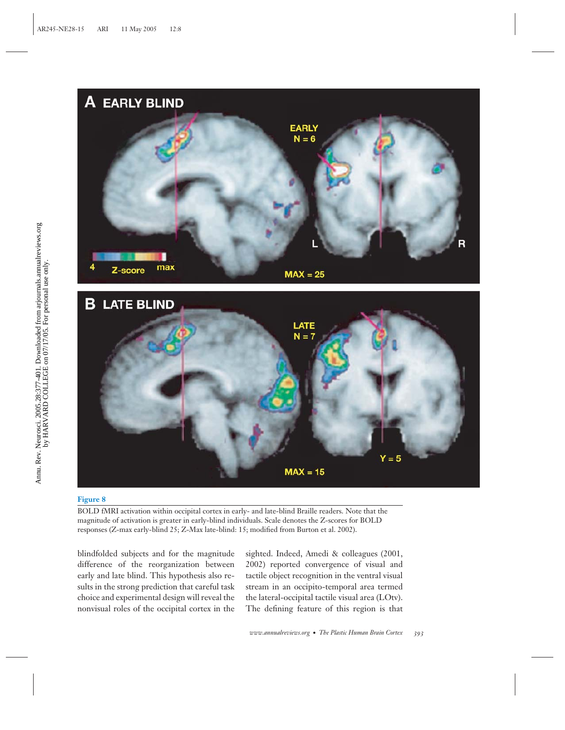**Figure 8**

BOLD fMRI activation within occipital cortex in early- and late-blind Braille readers. Note that the magnitude of activation is greater in early-blind individuals. Scale denotes the Z-scores for BOLD responses (Z-max early-blind 25; Z-Max late-blind: 15; modified from Burton et al. 2002).

blindfolded subjects and for the magnitude difference of the reorganization between early and late blind. This hypothesis also results in the strong prediction that careful task choice and experimental design will reveal the nonvisual roles of the occipital cortex in the sighted. Indeed, Amedi & colleagues (2001, 2002) reported convergence of visual and tactile object recognition in the ventral visual stream in an occipito-temporal area termed the lateral-occipital tactile visual area (LOtv). The defining feature of this region is that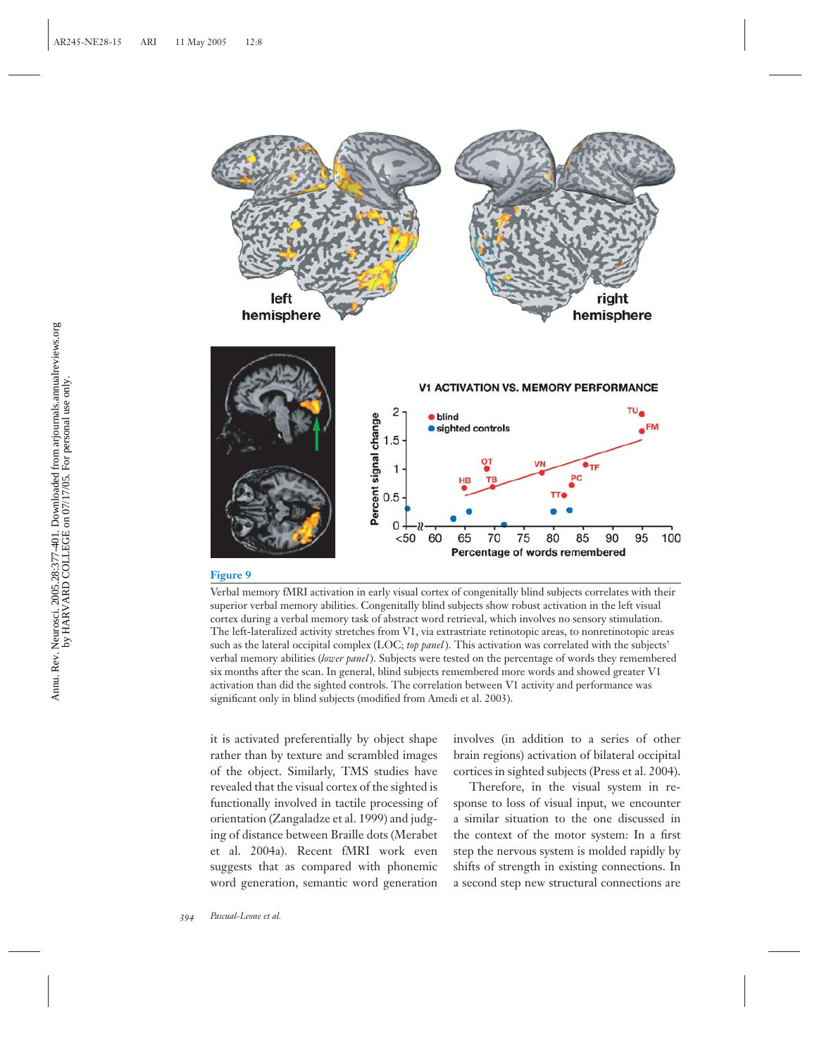**Figure 9**

Verbal memory fMRI activation in early visual cortex of congenitally blind subjects correlates with their superior verbal memory abilities. Congenitally blind subjects show robust activation in the left visual cortex during a verbal memory task of abstract word retrieval, which involves no sensory stimulation. The left-lateralized activity stretches from V1, via extrastriate retinotopic areas, to nonretinotopic areas such as the lateral occipital complex (LOC; *top panel*). This activation was correlated with the subjects' verbal memory abilities (*lower panel*). Subjects were tested on the percentage of words they remembered six months after the scan. In general, blind subjects remembered more words and showed greater V1 activation than did the sighted controls. The correlation between V1 activity and performance was significant only in blind subjects (modified from Amedi et al. 2003).

it is activated preferentially by object shape rather than by texture and scrambled images of the object. Similarly, TMS studies have revealed that the visual cortex of the sighted is functionally involved in tactile processing of orientation (Zangaladze et al. 1999) and judging of distance between Braille dots (Merabet et al. 2004a). Recent fMRI work even suggests that as compared with phonemic word generation, semantic word generation involves (in addition to a series of other brain regions) activation of bilateral occipital cortices in sighted subjects (Press et al. 2004).

Therefore, in the visual system in response to loss of visual input, we encounter a similar situation to the one discussed in the context of the motor system: In a first step the nervous system is molded rapidly by shifts of strength in existing connections. In a second step new structural connections are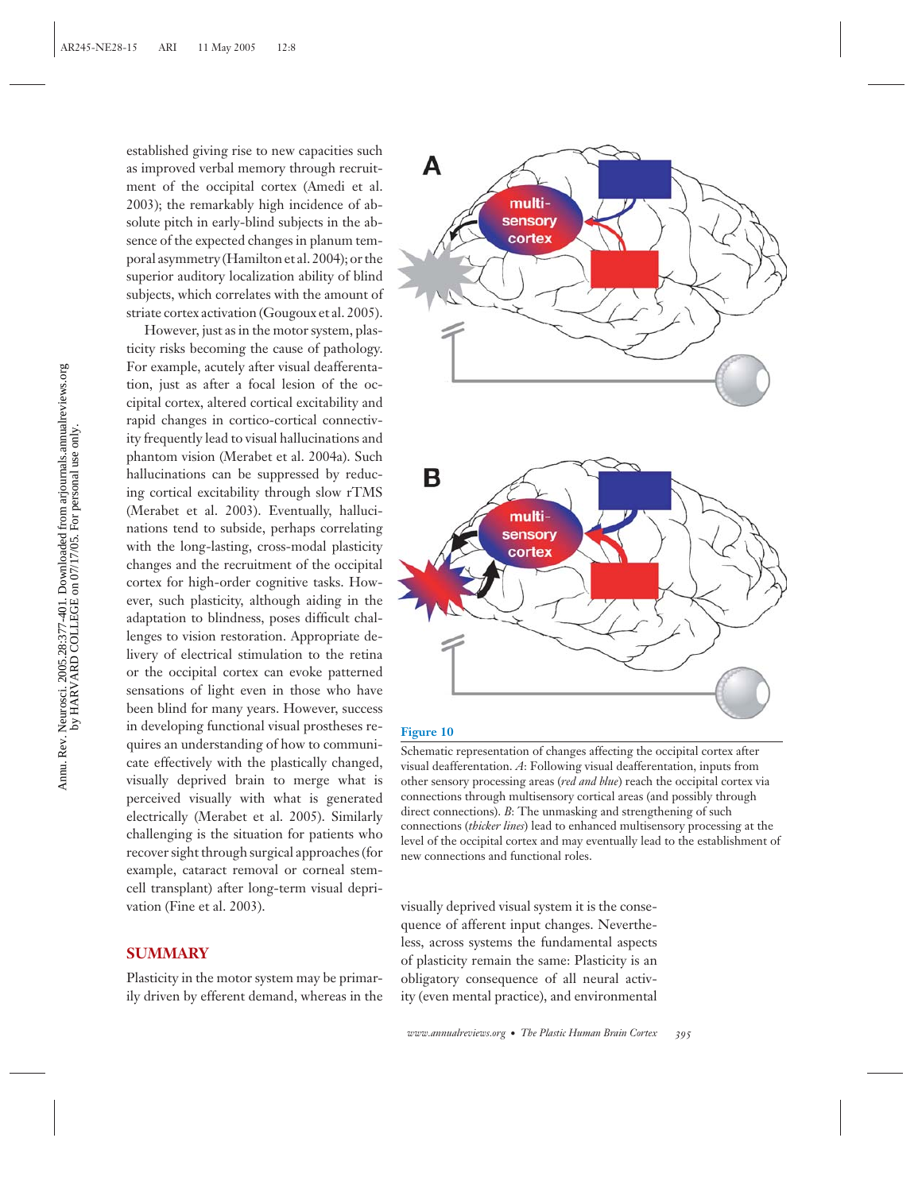established giving rise to new capacities such as improved verbal memory through recruitment of the occipital cortex (Amedi et al. 2003); the remarkably high incidence of absolute pitch in early-blind subjects in the absence of the expected changes in planum temporal asymmetry (Hamilton et al. 2004); or the superior auditory localization ability of blind subjects, which correlates with the amount of striate cortex activation (Gougoux et al. 2005).

However, just as in the motor system, plasticity risks becoming the cause of pathology. For example, acutely after visual deafferentation, just as after a focal lesion of the occipital cortex, altered cortical excitability and rapid changes in cortico-cortical connectivity frequently lead to visual hallucinations and phantom vision (Merabet et al. 2004a). Such hallucinations can be suppressed by reducing cortical excitability through slow rTMS (Merabet et al. 2003). Eventually, hallucinations tend to subside, perhaps correlating with the long-lasting, cross-modal plasticity changes and the recruitment of the occipital cortex for high-order cognitive tasks. However, such plasticity, although aiding in the adaptation to blindness, poses difficult challenges to vision restoration. Appropriate delivery of electrical stimulation to the retina or the occipital cortex can evoke patterned sensations of light even in those who have been blind for many years. However, success in developing functional visual prostheses requires an understanding of how to communicate effectively with the plastically changed, visually deprived brain to merge what is perceived visually with what is generated electrically (Merabet et al. 2005). Similarly challenging is the situation for patients who recover sight through surgical approaches (for example, cataract removal or corneal stem-cell transplant) after long-term visual deprivation (Fine et al. 2003).

**Figure 10**

Schematic representation of changes affecting the occipital cortex after visual deafferentation. *A*: Following visual deafferentation, inputs from other sensory processing areas (*red and blue*) reach the occipital cortex via connections through multisensory cortical areas (and possibly through direct connections). *B*: The unmasking and strengthening of such connections (*thicker lines*) lead to enhanced multisensory processing at the level of the occipital cortex and may eventually lead to the establishment of new connections and functional roles.

## SUMMARY

Plasticity in the motor system may be primarily driven by efferent demand, whereas in the visually deprived visual system it is the consequence of afferent input changes. Nevertheless, across systems the fundamental aspects of plasticity remain the same: Plasticity is an obligatory consequence of all neural activity (even mental practice), and environmental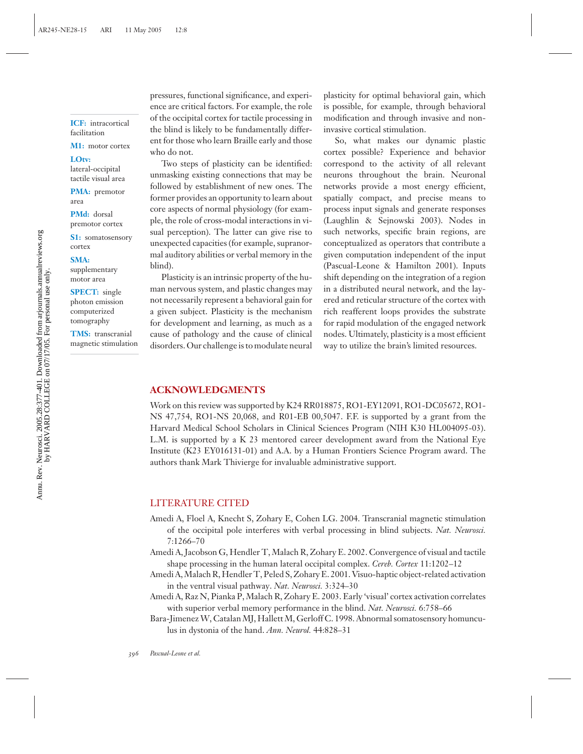pressures, functional significance, and experience are critical factors. For example, the role of the occipital cortex for tactile processing in the blind is likely to be fundamentally different for those who learn Braille early and those who do not.

Two steps of plasticity can be identified: unmasking existing connections that may be followed by establishment of new ones. The former provides an opportunity to learn about core aspects of normal physiology (for example, the role of cross-modal interactions in visual perception). The latter can give rise to unexpected capacities (for example, supranormal auditory abilities or verbal memory in the blind).

Plasticity is an intrinsic property of the human nervous system, and plastic changes may not necessarily represent a behavioral gain for a given subject. Plasticity is the mechanism for development and learning, as much as a cause of pathology and the cause of clinical disorders. Our challenge is to modulate neural plasticity for optimal behavioral gain, which is possible, for example, through behavioral modification and through invasive and noninvasive cortical stimulation.

So, what makes our dynamic plastic cortex possible? Experience and behavior correspond to the activity of all relevant neurons throughout the brain. Neuronal networks provide a most energy efficient, spatially compact, and precise means to process input signals and generate responses (Laughlin & Sejnowski 2003). Nodes in such networks, specific brain regions, are conceptualized as operators that contribute a given computation independent of the input (Pascual-Leone & Hamilton 2001). Inputs shift depending on the integration of a region in a distributed neural network, and the layered and reticular structure of the cortex with rich reafferent loops provides the substrate for rapid modulation of the engaged network nodes. Ultimately, plasticity is a most efficient way to utilize the brain's limited resources.

**ICF:** intracortical facilitation

**M1:** motor cortex

**LOtv:** lateral-occipital tactile visual area

**PMA:** premotor area

**PMd:** dorsal premotor cortex

**S1:** somatosensory cortex

**SMA:** supplementary motor area

**SPECT:** single photon emission computerized tomography

**TMS:** transcranial magnetic stimulation

## ACKNOWLEDGMENTS

Work on this review was supported by K24 RR018875, RO1-EY12091, RO1-DC05672, RO1-NS 47,754, RO1-NS 20,068, and R01-EB 00,5047. F.F. is supported by a grant from the Harvard Medical School Scholars in Clinical Sciences Program (NIH K30 HL004095-03). L.M. is supported by a K 23 mentored career development award from the National Eye Institute (K23 EY016131-01) and A.A. by a Human Frontiers Science Program award. The authors thank Mark Thivierge for invaluable administrative support.

## LITERATURE CITED

Amedi A, Floel A, Knecht S, Zohary E, Cohen LG. 2004. Transcranial magnetic stimulation of the occipital pole interferes with verbal processing in blind subjects. *Nat. Neurosci.* 7:1266–70

Amedi A, Jacobson G, Hendler T, Malach R, Zohary E. 2002. Convergence of visual and tactile shape processing in the human lateral occipital complex. *Cereb. Cortex* 11:1202–12

Amedi A, Malach R, Hendler T, Peled S, Zohary E. 2001. Visuo-haptic object-related activation in the ventral visual pathway. *Nat. Neurosci.* 3:324–30

Amedi A, Raz N, Pianka P, Malach R, Zohary E. 2003. Early 'visual' cortex activation correlates with superior verbal memory performance in the blind. *Nat. Neurosci.* 6:758–66

Bara-Jimenez W, Catalan MJ, Hallett M, Gerloff C. 1998. Abnormal somatosensory homunculus in dystonia of the hand. *Ann. Neurol.* 44:828–31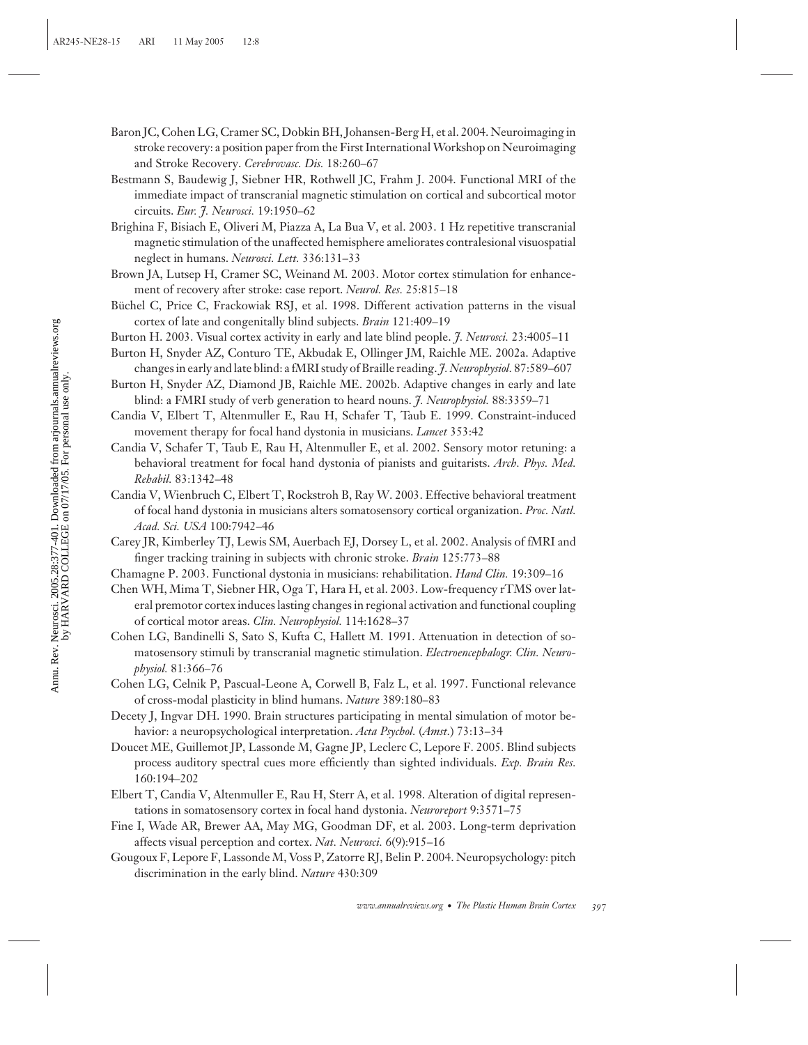Baron JC, Cohen LG, Cramer SC, Dobkin BH, Johansen-Berg H, et al. 2004. Neuroimaging in stroke recovery: a position paper from the First International Workshop on Neuroimaging and Stroke Recovery. *Cerebrovasc. Dis.* 18:260–67

Bestmann S, Baudewig J, Siebner HR, Rothwell JC, Frahm J. 2004. Functional MRI of the immediate impact of transcranial magnetic stimulation on cortical and subcortical motor circuits. *Eur. J. Neurosci.* 19:1950–62

Brighina F, Bisiach E, Oliveri M, Piazza A, La Bua V, et al. 2003. 1 Hz repetitive transcranial magnetic stimulation of the unaffected hemisphere ameliorates contralesional visuospatial neglect in humans. *Neurosci. Lett.* 336:131–33

Brown JA, Lutsep H, Cramer SC, Weinand M. 2003. Motor cortex stimulation for enhancement of recovery after stroke: case report. *Neurol. Res.* 25:815–18

Büchel C, Price C, Frackowiak RSJ, et al. 1998. Different activation patterns in the visual cortex of late and congenitally blind subjects. *Brain* 121:409–19

Burton H. 2003. Visual cortex activity in early and late blind people. *J. Neurosci.* 23:4005–11

Burton H, Snyder AZ, Conturo TE, Akbudak E, Ollinger JM, Raichle ME. 2002a. Adaptive changes in early and late blind: a fMRI study of Braille reading. *J. Neurophysiol.* 87:589–607

Burton H, Snyder AZ, Diamond JB, Raichle ME. 2002b. Adaptive changes in early and late blind: a FMRI study of verb generation to heard nouns. *J. Neurophysiol.* 88:3359–71

Candia V, Elbert T, Altenmuller E, Rau H, Schafer T, Taub E. 1999. Constraint-induced movement therapy for focal hand dystonia in musicians. *Lancet* 353:42

Candia V, Schafer T, Taub E, Rau H, Altenmuller E, et al. 2002. Sensory motor retuning: a behavioral treatment for focal hand dystonia of pianists and guitarists. *Arch. Phys. Med. Rehabil.* 83:1342–48

Candia V, Wienbruch C, Elbert T, Rockstroh B, Ray W. 2003. Effective behavioral treatment of focal hand dystonia in musicians alters somatosensory cortical organization. *Proc. Natl. Acad. Sci. USA* 100:7942–46

Carey JR, Kimberley TJ, Lewis SM, Auerbach EJ, Dorsey L, et al. 2002. Analysis of fMRI and finger tracking training in subjects with chronic stroke. *Brain* 125:773–88

Chamagne P. 2003. Functional dystonia in musicians: rehabilitation. *Hand Clin.* 19:309–16

Chen WH, Mima T, Siebner HR, Oga T, Hara H, et al. 2003. Low-frequency rTMS over lateral premotor cortex induces lasting changes in regional activation and functional coupling of cortical motor areas. *Clin. Neurophysiol.* 114:1628–37

Cohen LG, Bandinelli S, Sato S, Kufta C, Hallett M. 1991. Attenuation in detection of somatosensory stimuli by transcranial magnetic stimulation. *Electroencephalogr. Clin. Neurophysiol.* 81:366–76

Cohen LG, Celnik P, Pascual-Leone A, Corwell B, Falz L, et al. 1997. Functional relevance of cross-modal plasticity in blind humans. *Nature* 389:180–83

Decety J, Ingvar DH. 1990. Brain structures participating in mental simulation of motor behavior: a neuropsychological interpretation. *Acta Psychol. (Amst.)* 73:13–34

Doucet ME, Guillemot JP, Lassonde M, Gagne JP, Leclerc C, Lepore F. 2005. Blind subjects process auditory spectral cues more efficiently than sighted individuals. *Exp. Brain Res.* 160:194–202

Elbert T, Candia V, Altenmuller E, Rau H, Sterr A, et al. 1998. Alteration of digital representations in somatosensory cortex in focal hand dystonia. *Neuroreport* 9:3571–75

Fine I, Wade AR, Brewer AA, May MG, Goodman DF, et al. 2003. Long-term deprivation affects visual perception and cortex. *Nat. Neurosci.* 6(9):915–16

Gougoux F, Lepore F, Lassonde M, Voss P, Zatorre RJ, Belin P. 2004. Neuropsychology: pitch discrimination in the early blind. *Nature* 430:309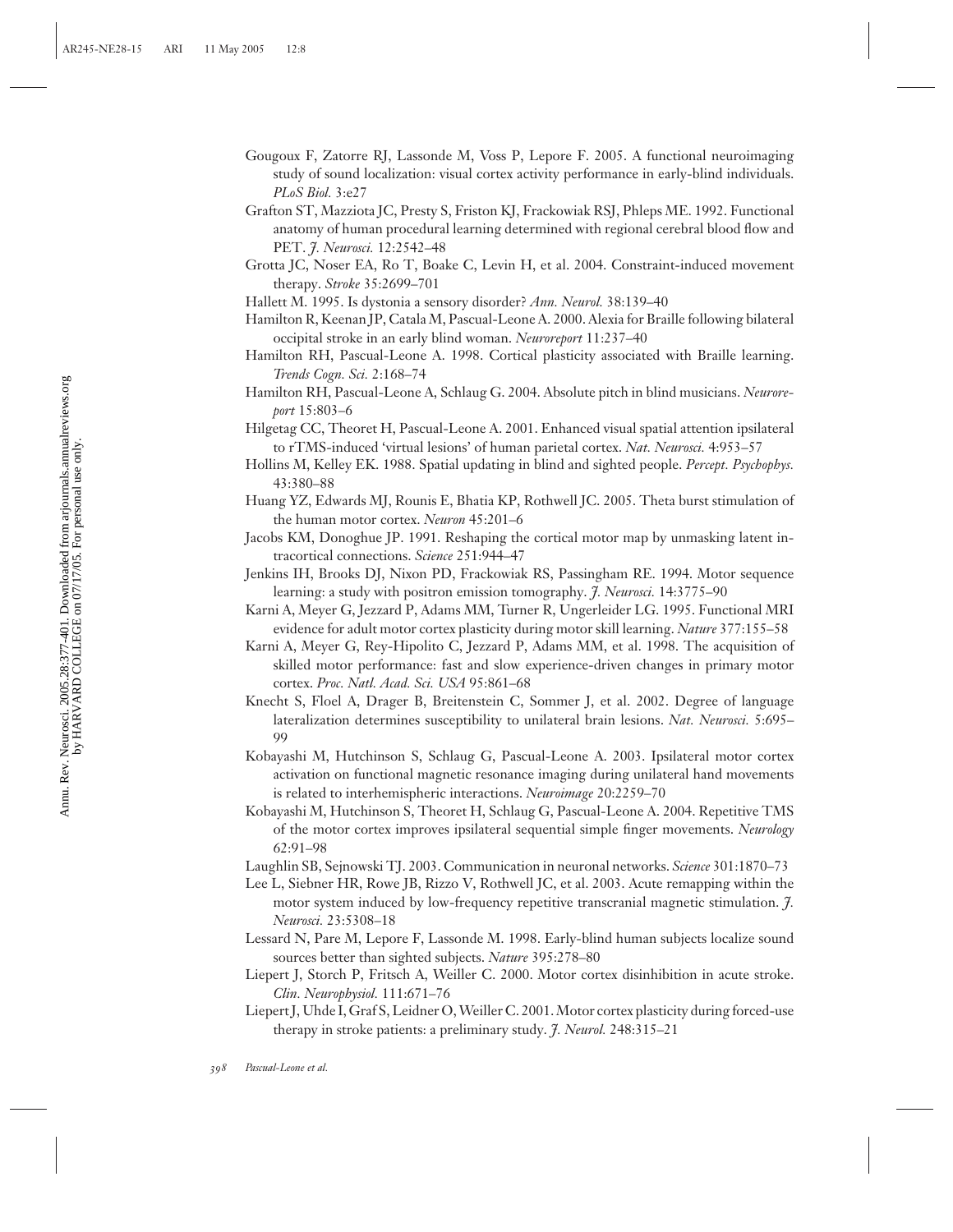Gougoux F, Zatorre RJ, Lassonde M, Voss P, Lepore F. 2005. A functional neuroimaging study of sound localization: visual cortex activity performance in early-blind individuals. *PLoS Biol.* 3:e27

Grafton ST, Mazziota JC, Presty S, Friston KJ, Frackowiak RSJ, Phleps ME. 1992. Functional anatomy of human procedural learning determined with regional cerebral blood flow and PET. *J. Neurosci.* 12:2542–48

Grotta JC, Noser EA, Ro T, Boake C, Levin H, et al. 2004. Constraint-induced movement therapy. *Stroke* 35:2699–701

Hallett M. 1995. Is dystonia a sensory disorder? *Ann. Neurol.* 38:139–40

Hamilton R, Keenan JP, Catala M, Pascual-Leone A. 2000. Alexia for Braille following bilateral occipital stroke in an early blind woman. *Neuroreport* 11:237–40

Hamilton RH, Pascual-Leone A. 1998. Cortical plasticity associated with Braille learning. *Trends Cogn. Sci.* 2:168–74

Hamilton RH, Pascual-Leone A, Schlaug G. 2004. Absolute pitch in blind musicians. *Neuroreport* 15:803–6

Hilgetag CC, Theoret H, Pascual-Leone A. 2001. Enhanced visual spatial attention ipsilateral to rTMS-induced 'virtual lesions' of human parietal cortex. *Nat. Neurosci.* 4:953–57

Hollins M, Kelley EK. 1988. Spatial updating in blind and sighted people. *Percept. Psychophys.* 43:380–88

Huang YZ, Edwards MJ, Rounis E, Bhatia KP, Rothwell JC. 2005. Theta burst stimulation of the human motor cortex. *Neuron* 45:201–6

Jacobs KM, Donoghue JP. 1991. Reshaping the cortical motor map by unmasking latent intracortical connections. *Science* 251:944–47

Jenkins IH, Brooks DJ, Nixon PD, Frackowiak RS, Passingham RE. 1994. Motor sequence learning: a study with positron emission tomography. *J. Neurosci.* 14:3775–90

Karni A, Meyer G, Jezzard P, Adams MM, Turner R, Ungerleider LG. 1995. Functional MRI evidence for adult motor cortex plasticity during motor skill learning. *Nature* 377:155–58

Karni A, Meyer G, Rey-Hipolito C, Jezzard P, Adams MM, et al. 1998. The acquisition of skilled motor performance: fast and slow experience-driven changes in primary motor cortex. *Proc. Natl. Acad. Sci. USA* 95:861–68

Knecht S, Floel A, Drager B, Breitenstein C, Sommer J, et al. 2002. Degree of language lateralization determines susceptibility to unilateral brain lesions. *Nat. Neurosci.* 5:695–99

Kobayashi M, Hutchinson S, Schlaug G, Pascual-Leone A. 2003. Ipsilateral motor cortex activation on functional magnetic resonance imaging during unilateral hand movements is related to interhemispheric interactions. *Neuroimage* 20:2259–70

Kobayashi M, Hutchinson S, Theoret H, Schlaug G, Pascual-Leone A. 2004. Repetitive TMS of the motor cortex improves ipsilateral sequential simple finger movements. *Neurology* 62:91–98

Laughlin SB, Sejnowski TJ. 2003. Communication in neuronal networks. *Science* 301:1870–73

Lee L, Siebner HR, Rowe JB, Rizzo V, Rothwell JC, et al. 2003. Acute remapping within the motor system induced by low-frequency repetitive transcranial magnetic stimulation. *J. Neurosci.* 23:5308–18

Lessard N, Pare M, Lepore F, Lassonde M. 1998. Early-blind human subjects localize sound sources better than sighted subjects. *Nature* 395:278–80

Liepert J, Storch P, Fritsch A, Weiller C. 2000. Motor cortex disinhibition in acute stroke. *Clin. Neurophysiol.* 111:671–76

Liepert J, Uhde I, Graf S, Leidner O, Weiller C. 2001. Motor cortex plasticity during forced-use therapy in stroke patients: a preliminary study. *J. Neurol.* 248:315–21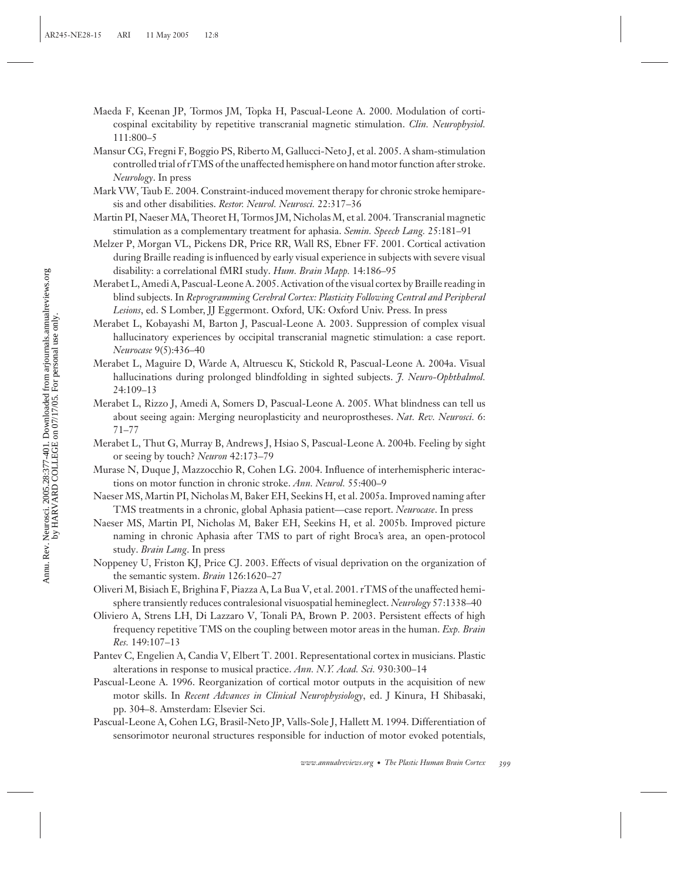Maeda F, Keenan JP, Tormos JM, Topka H, Pascual-Leone A. 2000. Modulation of corticospinal excitability by repetitive transcranial magnetic stimulation. *Clin. Neurophysiol.* 111:800–5

Mansur CG, Fregni F, Boggio PS, Riberto M, Gallucci-Neto J, et al. 2005. A sham-stimulation controlled trial of rTMS of the unaffected hemisphere on hand motor function after stroke. *Neurology*. In press

Mark VW, Taub E. 2004. Constraint-induced movement therapy for chronic stroke hemiparesis and other disabilities. *Restor. Neurol. Neurosci.* 22:317–36

Martin PI, Naeser MA, Theoret H, Tormos JM, Nicholas M, et al. 2004. Transcranial magnetic stimulation as a complementary treatment for aphasia. *Semin. Speech Lang.* 25:181–91

Melzer P, Morgan VL, Pickens DR, Price RR, Wall RS, Ebner FF. 2001. Cortical activation during Braille reading is influenced by early visual experience in subjects with severe visual disability: a correlational fMRI study. *Hum. Brain Mapp.* 14:186–95

Merabet L, Amedi A, Pascual-Leone A. 2005. Activation of the visual cortex by Braille reading in blind subjects. In *Reprogramming Cerebral Cortex: Plasticity Following Central and Peripheral Lesions*, ed. S Lomber, JJ Eggermont. Oxford, UK: Oxford Univ. Press. In press

Merabet L, Kobayashi M, Barton J, Pascual-Leone A. 2003. Suppression of complex visual hallucinatory experiences by occipital transcranial magnetic stimulation: a case report. *Neurocase* 9(5):436–40

Merabet L, Maguire D, Warde A, Altruescu K, Stickold R, Pascual-Leone A. 2004a. Visual hallucinations during prolonged blindfolding in sighted subjects. *J. Neuro-Ophthalmol.* 24:109–13

Merabet L, Rizzo J, Amedi A, Somers D, Pascual-Leone A. 2005. What blindness can tell us about seeing again: Merging neuroplasticity and neuroprostheses. *Nat. Rev. Neurosci.* 6: 71–77

Merabet L, Thut G, Murray B, Andrews J, Hsiao S, Pascual-Leone A. 2004b. Feeling by sight or seeing by touch? *Neuron* 42:173–79

Murase N, Duque J, Mazzocchio R, Cohen LG. 2004. Influence of interhemispheric interactions on motor function in chronic stroke. *Ann. Neurol.* 55:400–9

Naeser MS, Martin PI, Nicholas M, Baker EH, Seekins H, et al. 2005a. Improved naming after TMS treatments in a chronic, global Aphasia patient—case report. *Neurocase*. In press

Naeser MS, Martin PI, Nicholas M, Baker EH, Seekins H, et al. 2005b. Improved picture naming in chronic Aphasia after TMS to part of right Broca's area, an open-protocol study. *Brain Lang*. In press

Noppeney U, Friston KJ, Price CJ. 2003. Effects of visual deprivation on the organization of the semantic system. *Brain* 126:1620–27

Oliveri M, Bisiach E, Brighina F, Piazza A, La Bua V, et al. 2001. rTMS of the unaffected hemisphere transiently reduces contralesional visuospatial hemineglect. *Neurology* 57:1338–40

Oliviero A, Strens LH, Di Lazzaro V, Tonali PA, Brown P. 2003. Persistent effects of high frequency repetitive TMS on the coupling between motor areas in the human. *Exp. Brain Res.* 149:107–13

Pantev C, Engelien A, Candia V, Elbert T. 2001. Representational cortex in musicians. Plastic alterations in response to musical practice. *Ann. N.Y. Acad. Sci.* 930:300–14

Pascual-Leone A. 1996. Reorganization of cortical motor outputs in the acquisition of new motor skills. In *Recent Advances in Clinical Neurophysiology*, ed. J Kinura, H Shibasaki, pp. 304–8. Amsterdam: Elsevier Sci.

Pascual-Leone A, Cohen LG, Brasil-Neto JP, Valls-Sole J, Hallett M. 1994. Differentiation of sensorimotor neuronal structures responsible for induction of motor evoked potentials,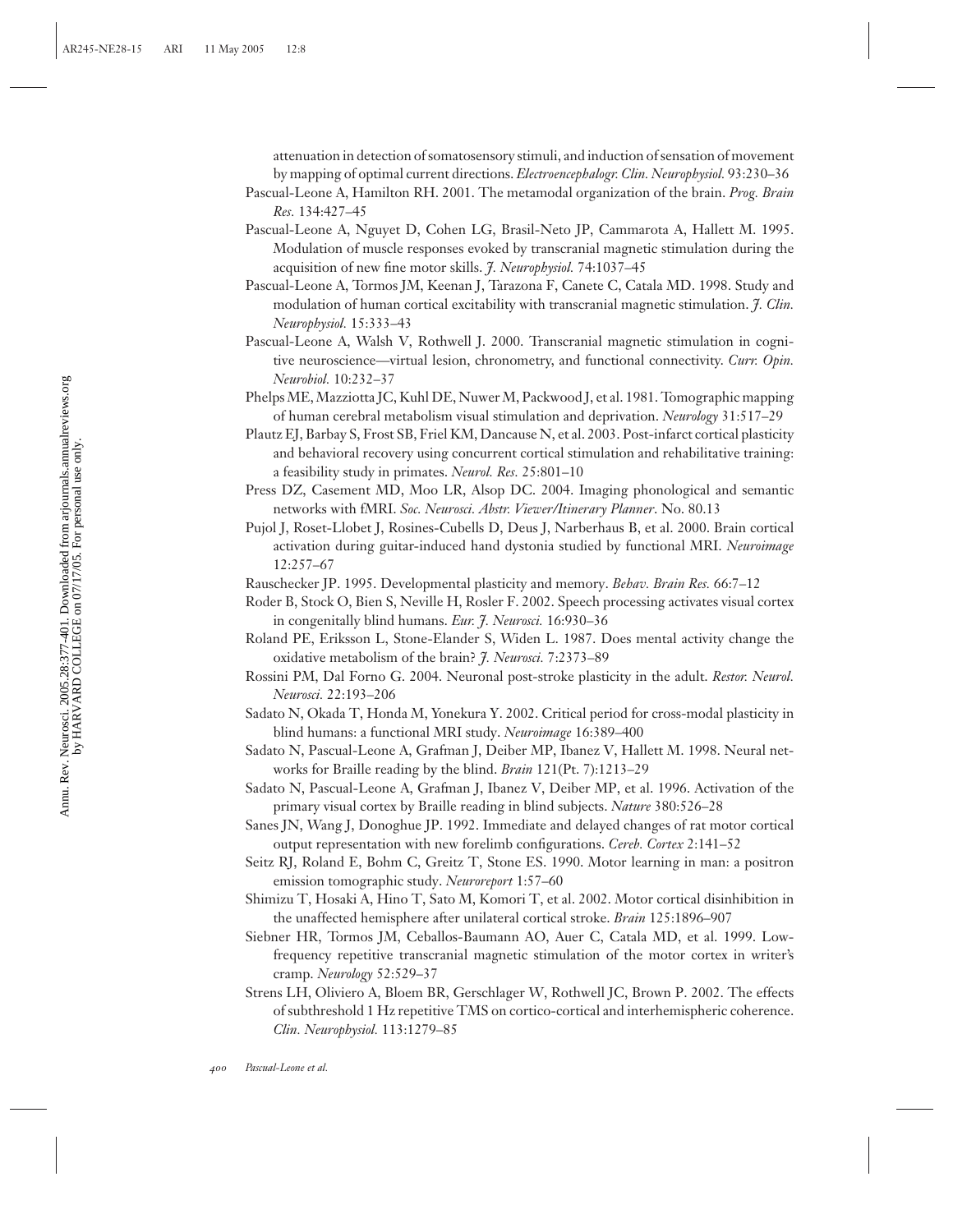attenuation in detection of somatosensory stimuli, and induction of sensation of movement by mapping of optimal current directions. *Electroencephalogr. Clin. Neurophysiol.* 93:230–36

Pascual-Leone A, Hamilton RH. 2001. The metamodal organization of the brain. *Prog. Brain Res.* 134:427–45

Pascual-Leone A, Nguyet D, Cohen LG, Brasil-Neto JP, Cammarota A, Hallett M. 1995. Modulation of muscle responses evoked by transcranial magnetic stimulation during the acquisition of new fine motor skills. *J. Neurophysiol.* 74:1037–45

Pascual-Leone A, Tormos JM, Keenan J, Tarazona F, Canete C, Catala MD. 1998. Study and modulation of human cortical excitability with transcranial magnetic stimulation. *J. Clin. Neurophysiol.* 15:333–43

Pascual-Leone A, Walsh V, Rothwell J. 2000. Transcranial magnetic stimulation in cognitive neuroscience—virtual lesion, chronometry, and functional connectivity. *Curr. Opin. Neurobiol.* 10:232–37

Phelps ME, Mazziotta JC, Kuhl DE, Nuwer M, Packwood J, et al. 1981. Tomographic mapping of human cerebral metabolism visual stimulation and deprivation. *Neurology* 31:517–29

Plautz EJ, Barbay S, Frost SB, Friel KM, Dancause N, et al. 2003. Post-infarct cortical plasticity and behavioral recovery using concurrent cortical stimulation and rehabilitative training: a feasibility study in primates. *Neurol. Res.* 25:801–10

Press DZ, Casement MD, Moo LR, Alsop DC. 2004. Imaging phonological and semantic networks with fMRI. *Soc. Neurosci. Abstr. Viewer/Itinerary Planner*. No. 80.13

Pujol J, Roset-Llobet J, Rosines-Cubells D, Deus J, Narberhaus B, et al. 2000. Brain cortical activation during guitar-induced hand dystonia studied by functional MRI. *Neuroimage* 12:257–67

Rauschecker JP. 1995. Developmental plasticity and memory. *Behav. Brain Res.* 66:7–12

Roder B, Stock O, Bien S, Neville H, Rosler F. 2002. Speech processing activates visual cortex in congenitally blind humans. *Eur. J. Neurosci.* 16:930–36

Roland PE, Eriksson L, Stone-Elander S, Widen L. 1987. Does mental activity change the oxidative metabolism of the brain? *J. Neurosci.* 7:2373–89

Rossini PM, Dal Forno G. 2004. Neuronal post-stroke plasticity in the adult. *Restor. Neurol. Neurosci.* 22:193–206

Sadato N, Okada T, Honda M, Yonekura Y. 2002. Critical period for cross-modal plasticity in blind humans: a functional MRI study. *Neuroimage* 16:389–400

Sadato N, Pascual-Leone A, Grafman J, Deiber MP, Ibanez V, Hallett M. 1998. Neural networks for Braille reading by the blind. *Brain* 121(Pt. 7):1213–29

Sadato N, Pascual-Leone A, Grafman J, Ibanez V, Deiber MP, et al. 1996. Activation of the primary visual cortex by Braille reading in blind subjects. *Nature* 380:526–28

Sanes JN, Wang J, Donoghue JP. 1992. Immediate and delayed changes of rat motor cortical output representation with new forelimb configurations. *Cereb. Cortex* 2:141–52

Seitz RJ, Roland E, Bohm C, Greitz T, Stone ES. 1990. Motor learning in man: a positron emission tomographic study. *Neuroreport* 1:57–60

Shimizu T, Hosaki A, Hino T, Sato M, Komori T, et al. 2002. Motor cortical disinhibition in the unaffected hemisphere after unilateral cortical stroke. *Brain* 125:1896–907

Siebner HR, Tormos JM, Ceballos-Baumann AO, Auer C, Catala MD, et al. 1999. Low-frequency repetitive transcranial magnetic stimulation of the motor cortex in writer's cramp. *Neurology* 52:529–37

Strens LH, Oliviero A, Bloem BR, Gerschlager W, Rothwell JC, Brown P. 2002. The effects of subthreshold 1 Hz repetitive TMS on cortico-cortical and interhemispheric coherence. *Clin. Neurophysiol.* 113:1279–85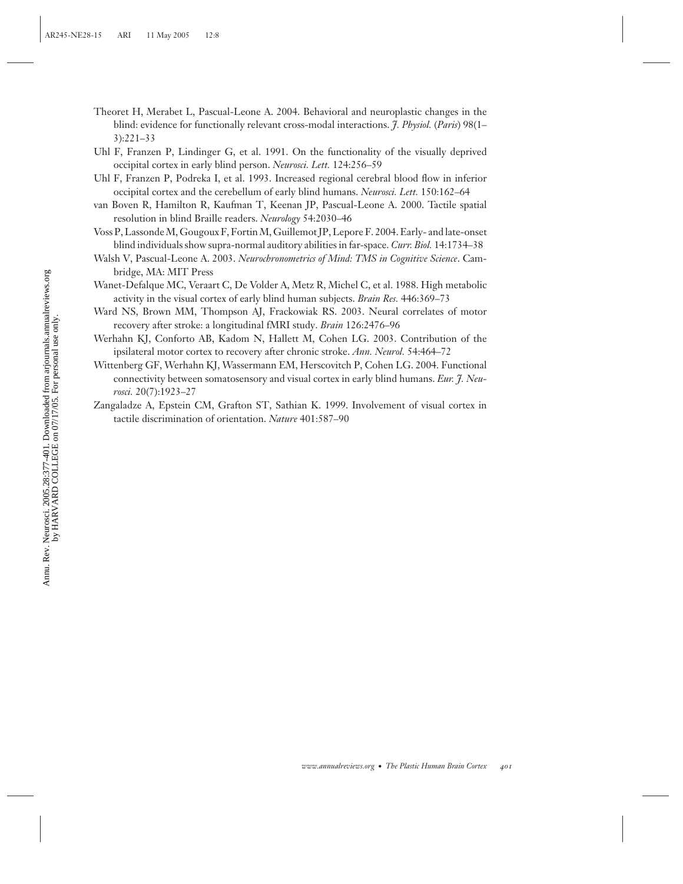Theoret H, Merabet L, Pascual-Leone A. 2004. Behavioral and neuroplastic changes in the blind: evidence for functionally relevant cross-modal interactions. *J. Physiol.* (*Paris*) 98(1–3):221–33

Uhl F, Franzen P, Lindinger G, et al. 1991. On the functionality of the visually deprived occipital cortex in early blind person. *Neurosci. Lett.* 124:256–59

Uhl F, Franzen P, Podreka I, et al. 1993. Increased regional cerebral blood flow in inferior occipital cortex and the cerebellum of early blind humans. *Neurosci. Lett.* 150:162–64

van Boven R, Hamilton R, Kaufman T, Keenan JP, Pascual-Leone A. 2000. Tactile spatial resolution in blind Braille readers. *Neurology* 54:2030–46

Voss P, Lassonde M, Gougoux F, Fortin M, Guillemot JP, Lepore F. 2004. Early- and late-onset blind individuals show supra-normal auditory abilities in far-space. *Curr. Biol.* 14:1734–38

Walsh V, Pascual-Leone A. 2003. *Neurochronometrics of Mind: TMS in Cognitive Science*. Cambridge, MA: MIT Press

Wanet-Defalque MC, Veraart C, De Volder A, Metz R, Michel C, et al. 1988. High metabolic activity in the visual cortex of early blind human subjects. *Brain Res.* 446:369–73

Ward NS, Brown MM, Thompson AJ, Frackowiak RS. 2003. Neural correlates of motor recovery after stroke: a longitudinal fMRI study. *Brain* 126:2476–96

Werhahn KJ, Conforto AB, Kadom N, Hallett M, Cohen LG. 2003. Contribution of the ipsilateral motor cortex to recovery after chronic stroke. *Ann. Neurol.* 54:464–72

Wittenberg GF, Werhahn KJ, Wassermann EM, Herscovitch P, Cohen LG. 2004. Functional connectivity between somatosensory and visual cortex in early blind humans. *Eur. J. Neurosci.* 20(7):1923–27

Zangaladze A, Epstein CM, Grafton ST, Sathian K. 1999. Involvement of visual cortex in tactile discrimination of orientation. *Nature* 401:587–90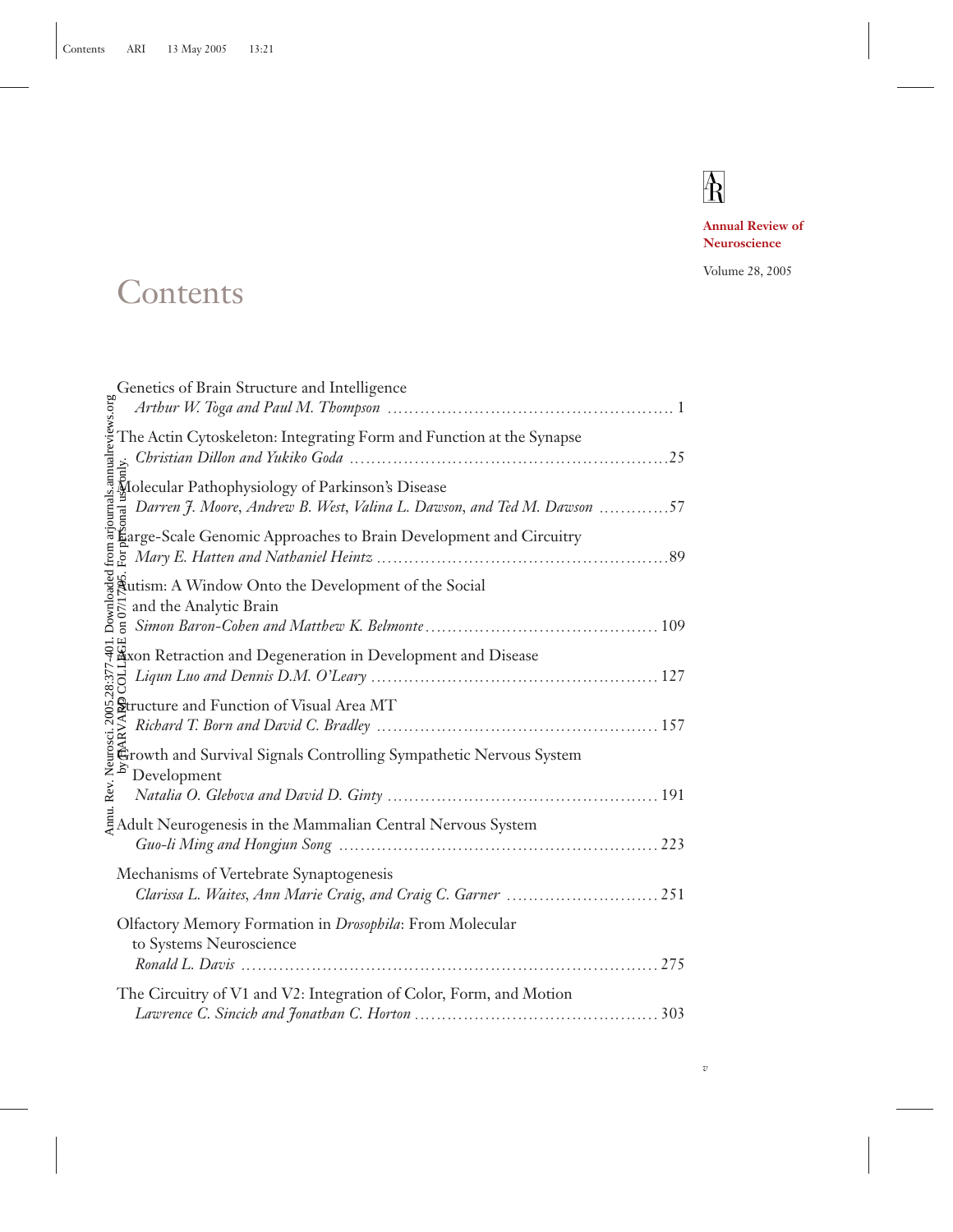Annual Review of Neuroscience

Volume 28, 2005

# Contents

Genetics of Brain Structure and Intelligence
*Arthur W. Toga and Paul M. Thompson* .................................................. 1

The Actin Cytoskeleton: Integrating Form and Function at the Synapse
*Christian Dillon and Yukiko Goda* .................................................. 25

Molecular Pathophysiology of Parkinson's Disease
*Darren J. Moore, Andrew B. West, Valina L. Dawson, and Ted M. Dawson* .................................................. 57

Large-Scale Genomic Approaches to Brain Development and Circuitry
*Mary E. Hatten and Nathaniel Heintz* .................................................. 89

Autism: A Window Onto the Development of the Social and the Analytic Brain
*Simon Baron-Cohen and Matthew K. Belmonte* .................................................. 109

Axon Retraction and Degeneration in Development and Disease
*Liqun Luo and Dennis D.M. O'Leary* .................................................. 127

Structure and Function of Visual Area MT
*Richard T. Born and David C. Bradley* .................................................. 157

Growth and Survival Signals Controlling Sympathetic Nervous System Development
*Natalia O. Glebova and David D. Ginty* .................................................. 191

Adult Neurogenesis in the Mammalian Central Nervous System
*Guo-li Ming and Hongjun Song* .................................................. 223

Mechanisms of Vertebrate Synaptogenesis
*Clarissa L. Waites, Ann Marie Craig, and Craig C. Garner* .................................................. 251

Olfactory Memory Formation in *Drosophila*: From Molecular to Systems Neuroscience
*Ronald L. Davis* .................................................. 275

The Circuitry of V1 and V2: Integration of Color, Form, and Motion
*Lawrence C. Sincich and Jonathan C. Horton* .................................................. 303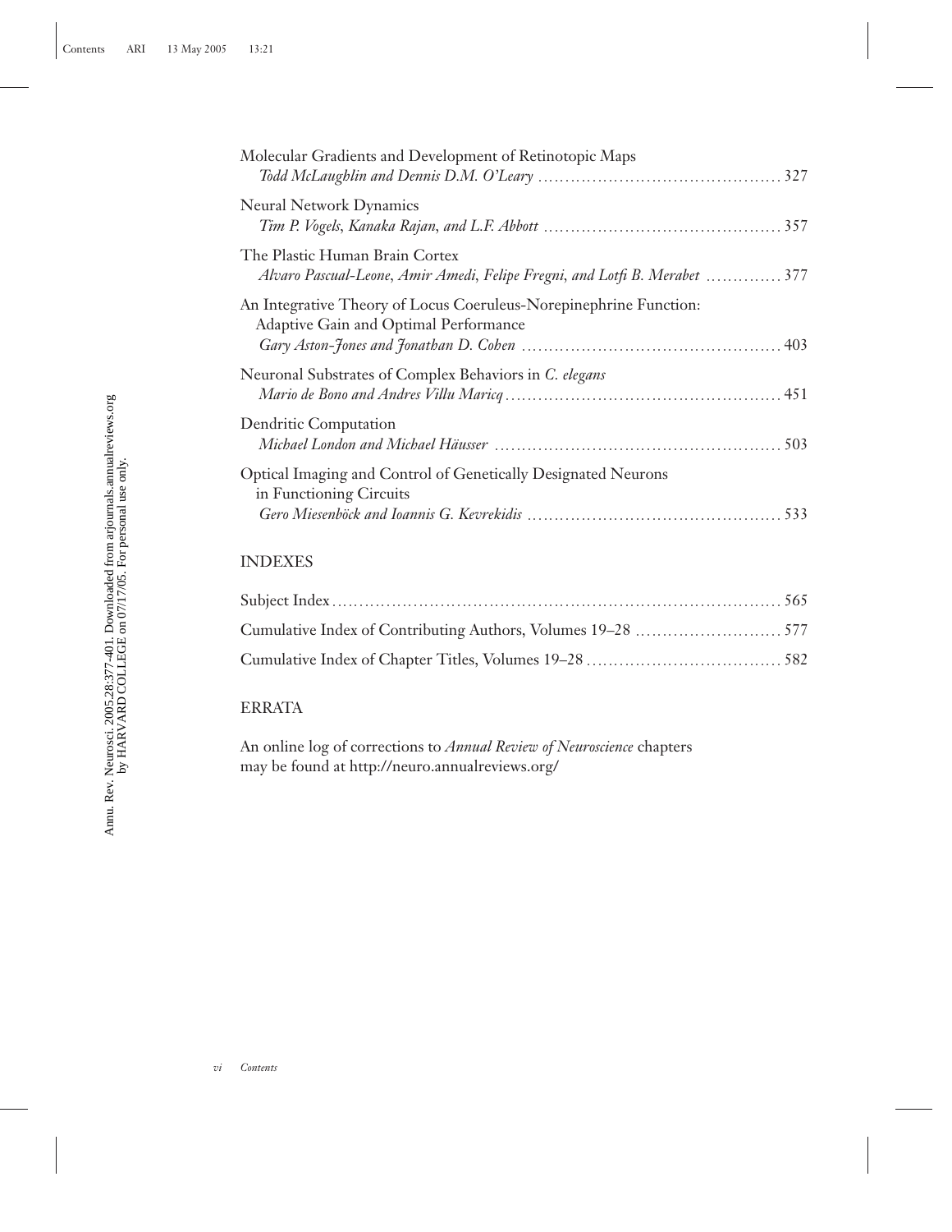Molecular Gradients and Development of Retinotopic Maps
*Todd McLaughlin and Dennis D.M. O'Leary* ........................................... 327

Neural Network Dynamics
*Tim P. Vogels, Kanaka Rajan, and L.F. Abbott* ........................................... 357

The Plastic Human Brain Cortex
*Alvaro Pascual-Leone, Amir Amedi, Felipe Fregni, and Lotfi B. Merabet* ............. 377

An Integrative Theory of Locus Coeruleus-Norepinephrine Function: Adaptive Gain and Optimal Performance
*Gary Aston-Jones and Jonathan D. Cohen* ........................................... 403

Neuronal Substrates of Complex Behaviors in *C. elegans*
*Mario de Bono and Andres Villu Maricq* ........................................... 451

Dendritic Computation
*Michael London and Michael Häusser* ........................................... 503

Optical Imaging and Control of Genetically Designated Neurons in Functioning Circuits
*Gero Miesenböck and Ioannis G. Kevrekidis* ........................................... 533

## INDEXES

Subject Index ........................................... 565

Cumulative Index of Contributing Authors, Volumes 19–28 ........................... 577

Cumulative Index of Chapter Titles, Volumes 19–28 ........................... 582

## ERRATA

An online log of corrections to *Annual Review of Neuroscience* chapters may be found at http://neuro.annualreviews.org/